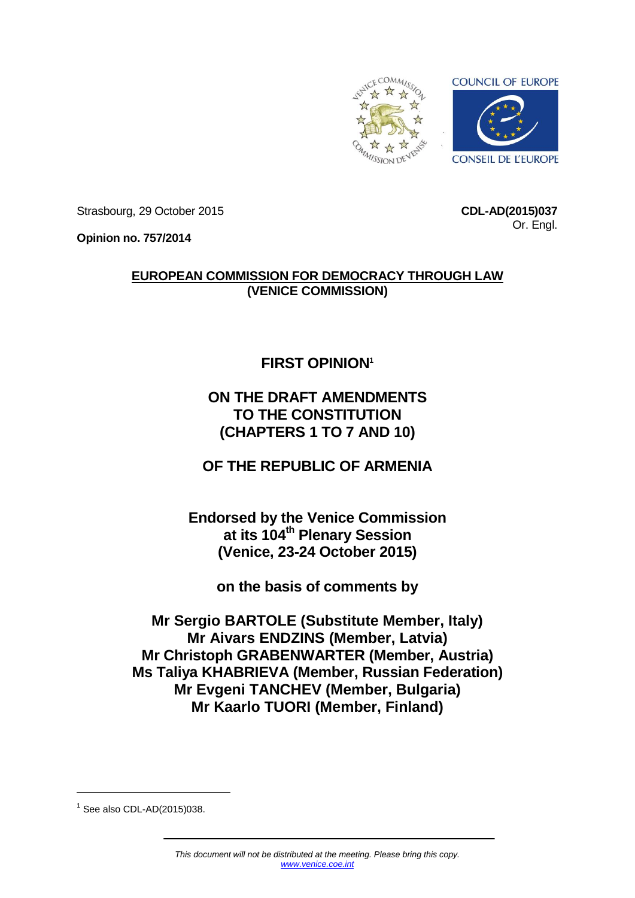Strasbourg, 29 October 2015

**CDL-AD(2015)037**
Or. Engl.

**Opinion no. 757/2014**

**EUROPEAN COMMISSION FOR DEMOCRACY THROUGH LAW**
**(VENICE COMMISSION)**

# FIRST OPINION[1]

# ON THE DRAFT AMENDMENTS TO THE CONSTITUTION (CHAPTERS 1 TO 7 AND 10)

# OF THE REPUBLIC OF ARMENIA

**Endorsed by the Venice Commission at its 104th Plenary Session (Venice, 23-24 October 2015)**

**on the basis of comments by**

**Mr Sergio BARTOLE (Substitute Member, Italy)**
**Mr Aivars ENDZINS (Member, Latvia)**
**Mr Christoph GRABENWARTER (Member, Austria)**
**Ms Taliya KHABRIEVA (Member, Russian Federation)**
**Mr Evgeni TANCHEV (Member, Bulgaria)**
**Mr Kaarlo TUORI (Member, Finland)**

[1] See also CDL-AD(2015)038.

*This document will not be distributed at the meeting. Please bring this copy.*
*www.venice.coe.int*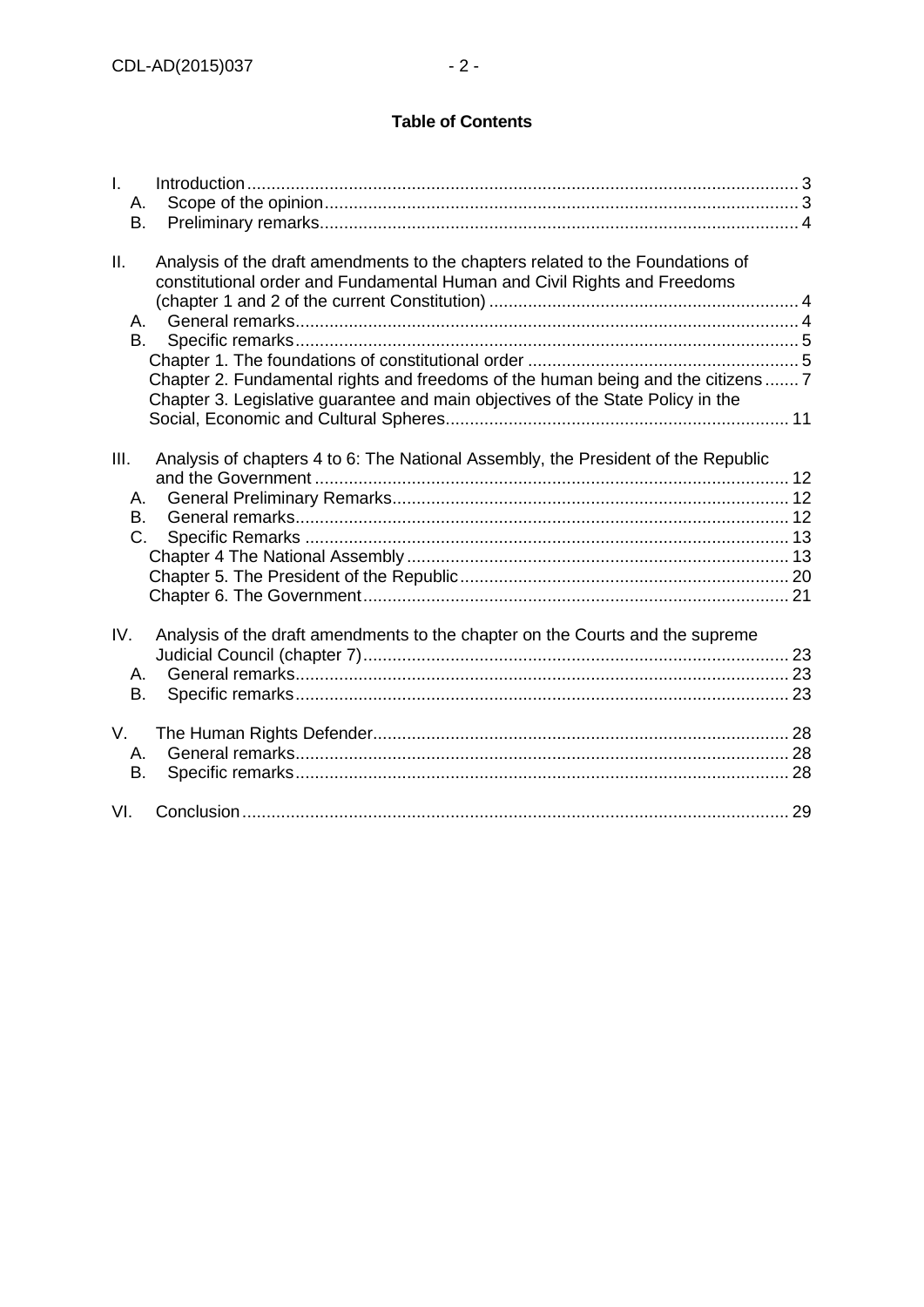## Table of Contents

I. Introduction ..... 3
- A. Scope of the opinion ..... 3
- B. Preliminary remarks ..... 4

II. Analysis of the draft amendments to the chapters related to the Foundations of constitutional order and Fundamental Human and Civil Rights and Freedoms (chapter 1 and 2 of the current Constitution) ..... 4
- A. General remarks ..... 4
- B. Specific remarks ..... 5
  - Chapter 1. The foundations of constitutional order ..... 5
  - Chapter 2. Fundamental rights and freedoms of the human being and the citizens ..... 7
  - Chapter 3. Legislative guarantee and main objectives of the State Policy in the Social, Economic and Cultural Spheres ..... 11

III. Analysis of chapters 4 to 6: The National Assembly, the President of the Republic and the Government ..... 12
- A. General Preliminary Remarks ..... 12
- B. General remarks ..... 12
- C. Specific Remarks ..... 13
  - Chapter 4 The National Assembly ..... 13
  - Chapter 5. The President of the Republic ..... 20
  - Chapter 6. The Government ..... 21

IV. Analysis of the draft amendments to the chapter on the Courts and the supreme Judicial Council (chapter 7) ..... 23
- A. General remarks ..... 23
- B. Specific remarks ..... 23

V. The Human Rights Defender ..... 28
- A. General remarks ..... 28
- B. Specific remarks ..... 28

VI. Conclusion ..... 29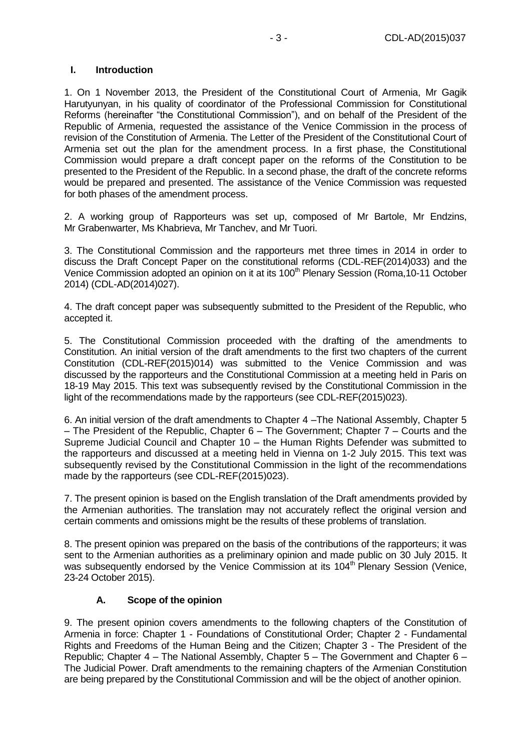## I. Introduction

1. On 1 November 2013, the President of the Constitutional Court of Armenia, Mr Gagik Harutyunyan, in his quality of coordinator of the Professional Commission for Constitutional Reforms (hereinafter "the Constitutional Commission"), and on behalf of the President of the Republic of Armenia, requested the assistance of the Venice Commission in the process of revision of the Constitution of Armenia. The Letter of the President of the Constitutional Court of Armenia set out the plan for the amendment process. In a first phase, the Constitutional Commission would prepare a draft concept paper on the reforms of the Constitution to be presented to the President of the Republic. In a second phase, the draft of the concrete reforms would be prepared and presented. The assistance of the Venice Commission was requested for both phases of the amendment process.

2. A working group of Rapporteurs was set up, composed of Mr Bartole, Mr Endzins, Mr Grabenwarter, Ms Khabrieva, Mr Tanchev, and Mr Tuori.

3. The Constitutional Commission and the rapporteurs met three times in 2014 in order to discuss the Draft Concept Paper on the constitutional reforms (CDL-REF(2014)033) and the Venice Commission adopted an opinion on it at its 100th Plenary Session (Roma,10-11 October 2014) (CDL-AD(2014)027).

4. The draft concept paper was subsequently submitted to the President of the Republic, who accepted it.

5. The Constitutional Commission proceeded with the drafting of the amendments to Constitution. An initial version of the draft amendments to the first two chapters of the current Constitution (CDL-REF(2015)014) was submitted to the Venice Commission and was discussed by the rapporteurs and the Constitutional Commission at a meeting held in Paris on 18-19 May 2015. This text was subsequently revised by the Constitutional Commission in the light of the recommendations made by the rapporteurs (see CDL-REF(2015)023).

6. An initial version of the draft amendments to Chapter 4 –The National Assembly, Chapter 5 – The President of the Republic, Chapter 6 – The Government; Chapter 7 – Courts and the Supreme Judicial Council and Chapter 10 – the Human Rights Defender was submitted to the rapporteurs and discussed at a meeting held in Vienna on 1-2 July 2015. This text was subsequently revised by the Constitutional Commission in the light of the recommendations made by the rapporteurs (see CDL-REF(2015)023).

7. The present opinion is based on the English translation of the Draft amendments provided by the Armenian authorities. The translation may not accurately reflect the original version and certain comments and omissions might be the results of these problems of translation.

8. The present opinion was prepared on the basis of the contributions of the rapporteurs; it was sent to the Armenian authorities as a preliminary opinion and made public on 30 July 2015. It was subsequently endorsed by the Venice Commission at its 104th Plenary Session (Venice, 23-24 October 2015).

### A. Scope of the opinion

9. The present opinion covers amendments to the following chapters of the Constitution of Armenia in force: Chapter 1 - Foundations of Constitutional Order; Chapter 2 - Fundamental Rights and Freedoms of the Human Being and the Citizen; Chapter 3 - The President of the Republic; Chapter 4 – The National Assembly, Chapter 5 – The Government and Chapter 6 – The Judicial Power. Draft amendments to the remaining chapters of the Armenian Constitution are being prepared by the Constitutional Commission and will be the object of another opinion.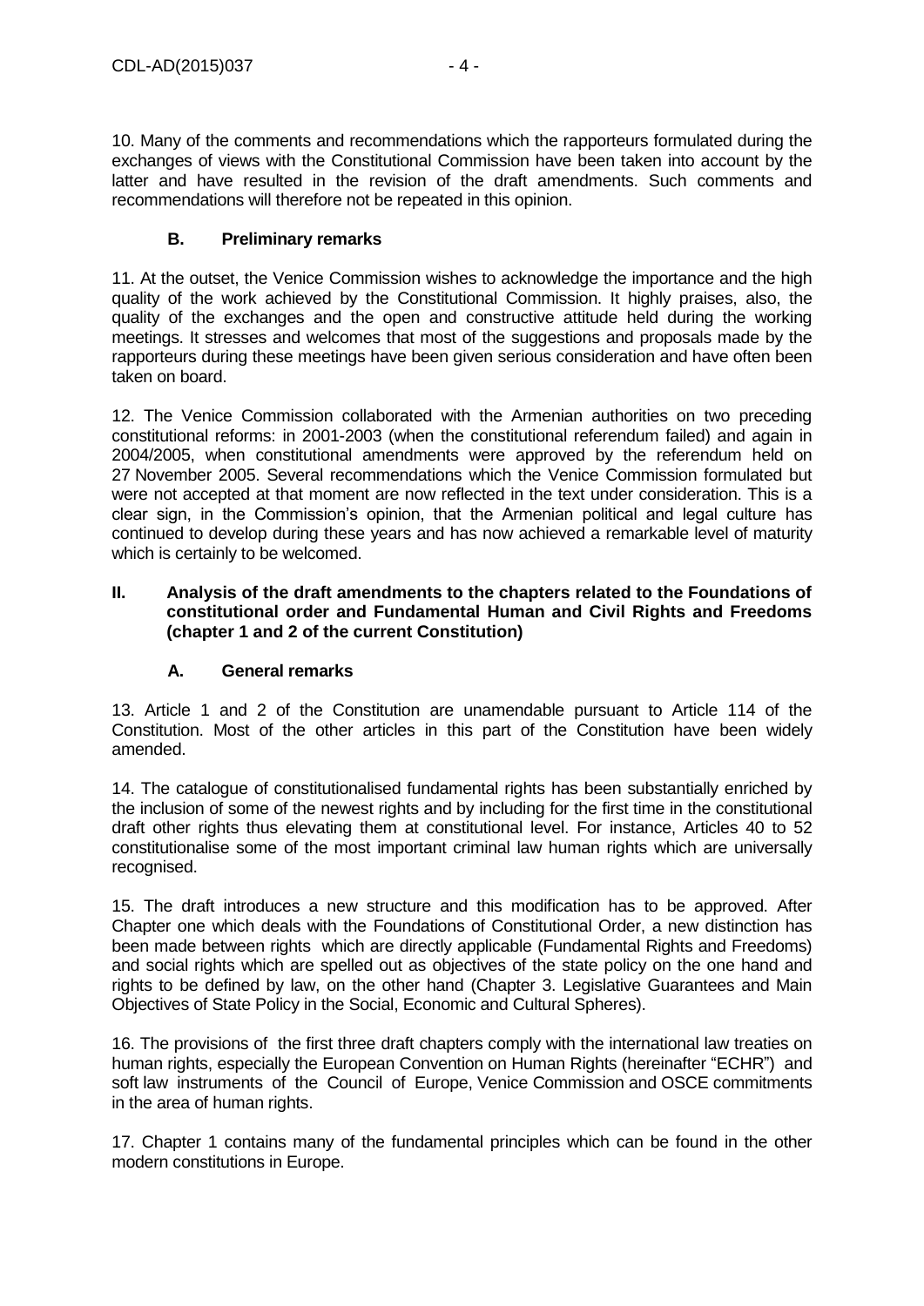10. Many of the comments and recommendations which the rapporteurs formulated during the exchanges of views with the Constitutional Commission have been taken into account by the latter and have resulted in the revision of the draft amendments. Such comments and recommendations will therefore not be repeated in this opinion.

### B. Preliminary remarks

11. At the outset, the Venice Commission wishes to acknowledge the importance and the high quality of the work achieved by the Constitutional Commission. It highly praises, also, the quality of the exchanges and the open and constructive attitude held during the working meetings. It stresses and welcomes that most of the suggestions and proposals made by the rapporteurs during these meetings have been given serious consideration and have often been taken on board.

12. The Venice Commission collaborated with the Armenian authorities on two preceding constitutional reforms: in 2001-2003 (when the constitutional referendum failed) and again in 2004/2005, when constitutional amendments were approved by the referendum held on 27 November 2005. Several recommendations which the Venice Commission formulated but were not accepted at that moment are now reflected in the text under consideration. This is a clear sign, in the Commission's opinion, that the Armenian political and legal culture has continued to develop during these years and has now achieved a remarkable level of maturity which is certainly to be welcomed.

## II. Analysis of the draft amendments to the chapters related to the Foundations of constitutional order and Fundamental Human and Civil Rights and Freedoms (chapter 1 and 2 of the current Constitution)

### A. General remarks

13. Article 1 and 2 of the Constitution are unamendable pursuant to Article 114 of the Constitution. Most of the other articles in this part of the Constitution have been widely amended.

14. The catalogue of constitutionalised fundamental rights has been substantially enriched by the inclusion of some of the newest rights and by including for the first time in the constitutional draft other rights thus elevating them at constitutional level. For instance, Articles 40 to 52 constitutionalise some of the most important criminal law human rights which are universally recognised.

15. The draft introduces a new structure and this modification has to be approved. After Chapter one which deals with the Foundations of Constitutional Order, a new distinction has been made between rights which are directly applicable (Fundamental Rights and Freedoms) and social rights which are spelled out as objectives of the state policy on the one hand and rights to be defined by law, on the other hand (Chapter 3. Legislative Guarantees and Main Objectives of State Policy in the Social, Economic and Cultural Spheres).

16. The provisions of the first three draft chapters comply with the international law treaties on human rights, especially the European Convention on Human Rights (hereinafter "ECHR") and soft law instruments of the Council of Europe, Venice Commission and OSCE commitments in the area of human rights.

17. Chapter 1 contains many of the fundamental principles which can be found in the other modern constitutions in Europe.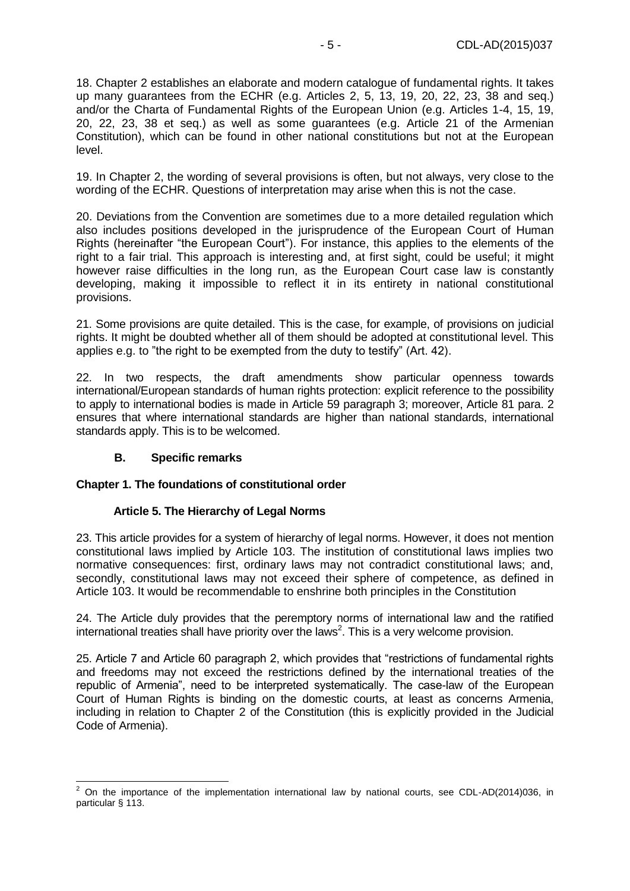18. Chapter 2 establishes an elaborate and modern catalogue of fundamental rights. It takes up many guarantees from the ECHR (e.g. Articles 2, 5, 13, 19, 20, 22, 23, 38 and seq.) and/or the Charta of Fundamental Rights of the European Union (e.g. Articles 1-4, 15, 19, 20, 22, 23, 38 et seq.) as well as some guarantees (e.g. Article 21 of the Armenian Constitution), which can be found in other national constitutions but not at the European level.

19. In Chapter 2, the wording of several provisions is often, but not always, very close to the wording of the ECHR. Questions of interpretation may arise when this is not the case.

20. Deviations from the Convention are sometimes due to a more detailed regulation which also includes positions developed in the jurisprudence of the European Court of Human Rights (hereinafter "the European Court"). For instance, this applies to the elements of the right to a fair trial. This approach is interesting and, at first sight, could be useful; it might however raise difficulties in the long run, as the European Court case law is constantly developing, making it impossible to reflect it in its entirety in national constitutional provisions.

21. Some provisions are quite detailed. This is the case, for example, of provisions on judicial rights. It might be doubted whether all of them should be adopted at constitutional level. This applies e.g. to "the right to be exempted from the duty to testify" (Art. 42).

22. In two respects, the draft amendments show particular openness towards international/European standards of human rights protection: explicit reference to the possibility to apply to international bodies is made in Article 59 paragraph 3; moreover, Article 81 para. 2 ensures that where international standards are higher than national standards, international standards apply. This is to be welcomed.

## B. Specific remarks

### Chapter 1. The foundations of constitutional order

#### Article 5. The Hierarchy of Legal Norms

23. This article provides for a system of hierarchy of legal norms. However, it does not mention constitutional laws implied by Article 103. The institution of constitutional laws implies two normative consequences: first, ordinary laws may not contradict constitutional laws; and, secondly, constitutional laws may not exceed their sphere of competence, as defined in Article 103. It would be recommendable to enshrine both principles in the Constitution

24. The Article duly provides that the peremptory norms of international law and the ratified international treaties shall have priority over the laws[2]. This is a very welcome provision.

25. Article 7 and Article 60 paragraph 2, which provides that "restrictions of fundamental rights and freedoms may not exceed the restrictions defined by the international treaties of the republic of Armenia", need to be interpreted systematically. The case-law of the European Court of Human Rights is binding on the domestic courts, at least as concerns Armenia, including in relation to Chapter 2 of the Constitution (this is explicitly provided in the Judicial Code of Armenia).

---

[2] On the importance of the implementation international law by national courts, see CDL-AD(2014)036, in particular § 113.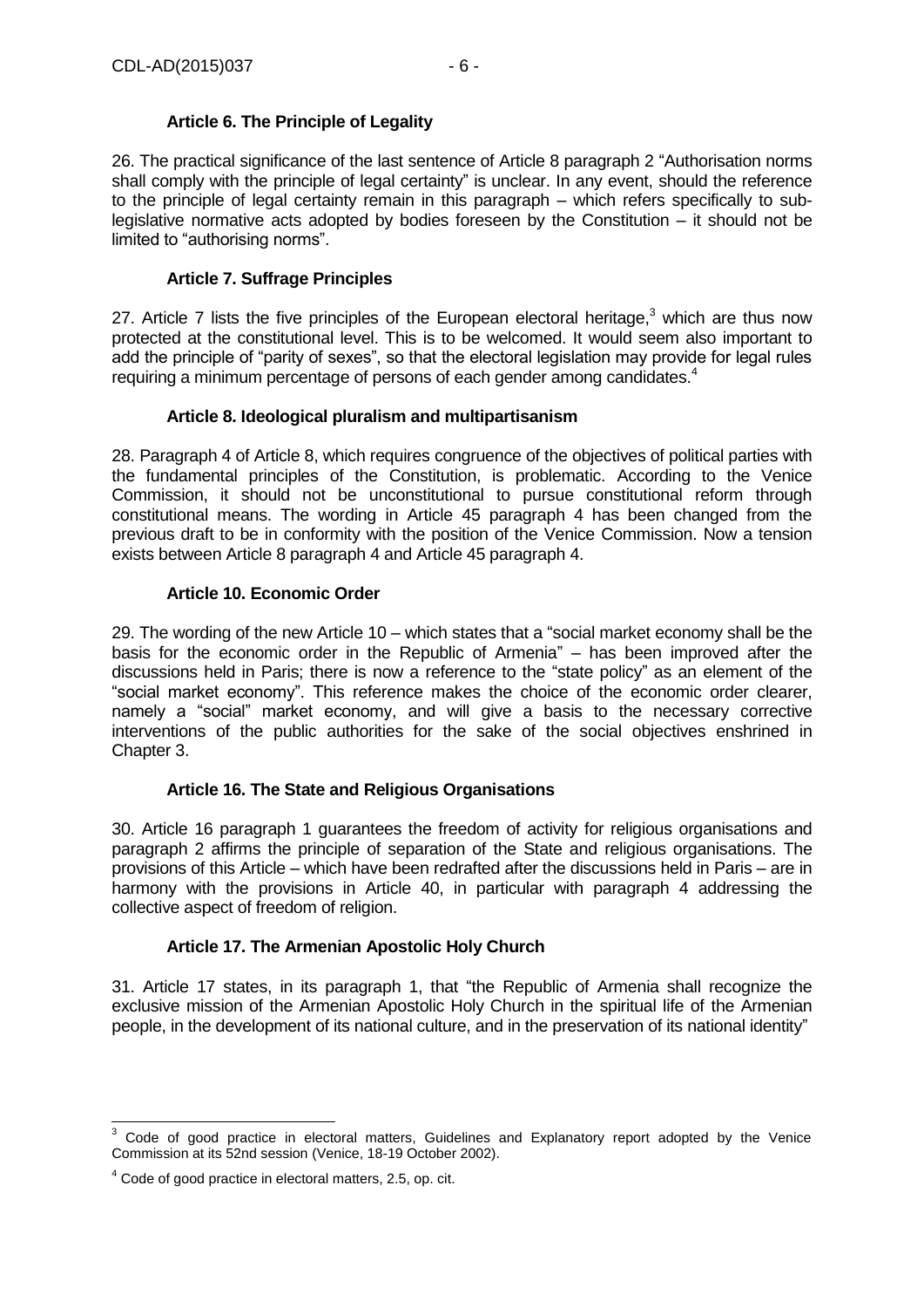### Article 6. The Principle of Legality

26. The practical significance of the last sentence of Article 8 paragraph 2 "Authorisation norms shall comply with the principle of legal certainty" is unclear. In any event, should the reference to the principle of legal certainty remain in this paragraph – which refers specifically to sub-legislative normative acts adopted by bodies foreseen by the Constitution – it should not be limited to "authorising norms".

### Article 7. Suffrage Principles

27. Article 7 lists the five principles of the European electoral heritage,[3] which are thus now protected at the constitutional level. This is to be welcomed. It would seem also important to add the principle of "parity of sexes", so that the electoral legislation may provide for legal rules requiring a minimum percentage of persons of each gender among candidates.[4]

### Article 8. Ideological pluralism and multipartisanism

28. Paragraph 4 of Article 8, which requires congruence of the objectives of political parties with the fundamental principles of the Constitution, is problematic. According to the Venice Commission, it should not be unconstitutional to pursue constitutional reform through constitutional means. The wording in Article 45 paragraph 4 has been changed from the previous draft to be in conformity with the position of the Venice Commission. Now a tension exists between Article 8 paragraph 4 and Article 45 paragraph 4.

### Article 10. Economic Order

29. The wording of the new Article 10 – which states that a "social market economy shall be the basis for the economic order in the Republic of Armenia" – has been improved after the discussions held in Paris; there is now a reference to the "state policy" as an element of the "social market economy". This reference makes the choice of the economic order clearer, namely a "social" market economy, and will give a basis to the necessary corrective interventions of the public authorities for the sake of the social objectives enshrined in Chapter 3.

### Article 16. The State and Religious Organisations

30. Article 16 paragraph 1 guarantees the freedom of activity for religious organisations and paragraph 2 affirms the principle of separation of the State and religious organisations. The provisions of this Article – which have been redrafted after the discussions held in Paris – are in harmony with the provisions in Article 40, in particular with paragraph 4 addressing the collective aspect of freedom of religion.

### Article 17. The Armenian Apostolic Holy Church

31. Article 17 states, in its paragraph 1, that "the Republic of Armenia shall recognize the exclusive mission of the Armenian Apostolic Holy Church in the spiritual life of the Armenian people, in the development of its national culture, and in the preservation of its national identity"

---

[3] Code of good practice in electoral matters, Guidelines and Explanatory report adopted by the Venice Commission at its 52nd session (Venice, 18-19 October 2002).

[4] Code of good practice in electoral matters, 2.5, op. cit.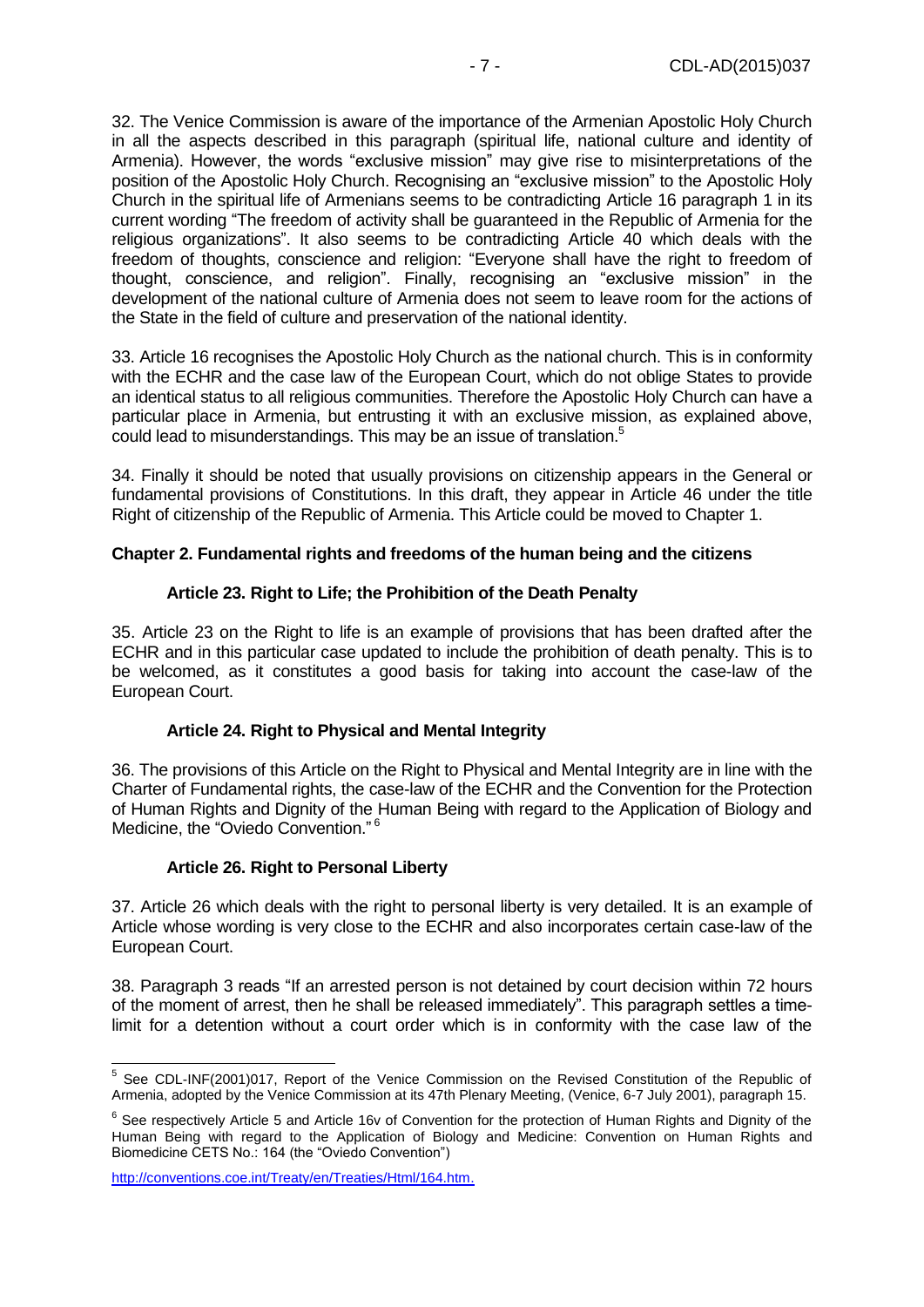32. The Venice Commission is aware of the importance of the Armenian Apostolic Holy Church in all the aspects described in this paragraph (spiritual life, national culture and identity of Armenia). However, the words "exclusive mission" may give rise to misinterpretations of the position of the Apostolic Holy Church. Recognising an "exclusive mission" to the Apostolic Holy Church in the spiritual life of Armenians seems to be contradicting Article 16 paragraph 1 in its current wording "The freedom of activity shall be guaranteed in the Republic of Armenia for the religious organizations". It also seems to be contradicting Article 40 which deals with the freedom of thoughts, conscience and religion: "Everyone shall have the right to freedom of thought, conscience, and religion". Finally, recognising an "exclusive mission" in the development of the national culture of Armenia does not seem to leave room for the actions of the State in the field of culture and preservation of the national identity.

33. Article 16 recognises the Apostolic Holy Church as the national church. This is in conformity with the ECHR and the case law of the European Court, which do not oblige States to provide an identical status to all religious communities. Therefore the Apostolic Holy Church can have a particular place in Armenia, but entrusting it with an exclusive mission, as explained above, could lead to misunderstandings. This may be an issue of translation.[5]

34. Finally it should be noted that usually provisions on citizenship appears in the General or fundamental provisions of Constitutions. In this draft, they appear in Article 46 under the title Right of citizenship of the Republic of Armenia. This Article could be moved to Chapter 1.

## Chapter 2. Fundamental rights and freedoms of the human being and the citizens

### Article 23. Right to Life; the Prohibition of the Death Penalty

35. Article 23 on the Right to life is an example of provisions that has been drafted after the ECHR and in this particular case updated to include the prohibition of death penalty. This is to be welcomed, as it constitutes a good basis for taking into account the case-law of the European Court.

### Article 24. Right to Physical and Mental Integrity

36. The provisions of this Article on the Right to Physical and Mental Integrity are in line with the Charter of Fundamental rights, the case-law of the ECHR and the Convention for the Protection of Human Rights and Dignity of the Human Being with regard to the Application of Biology and Medicine, the "Oviedo Convention."[6]

### Article 26. Right to Personal Liberty

37. Article 26 which deals with the right to personal liberty is very detailed. It is an example of Article whose wording is very close to the ECHR and also incorporates certain case-law of the European Court.

38. Paragraph 3 reads "If an arrested person is not detained by court decision within 72 hours of the moment of arrest, then he shall be released immediately". This paragraph settles a time-limit for a detention without a court order which is in conformity with the case law of the

---

[5] See CDL-INF(2001)017, Report of the Venice Commission on the Revised Constitution of the Republic of Armenia, adopted by the Venice Commission at its 47th Plenary Meeting, (Venice, 6-7 July 2001), paragraph 15.

[6] See respectively Article 5 and Article 16v of Convention for the protection of Human Rights and Dignity of the Human Being with regard to the Application of Biology and Medicine: Convention on Human Rights and Biomedicine CETS No.: 164 (the "Oviedo Convention")

http://conventions.coe.int/Treaty/en/Treaties/Html/164.htm.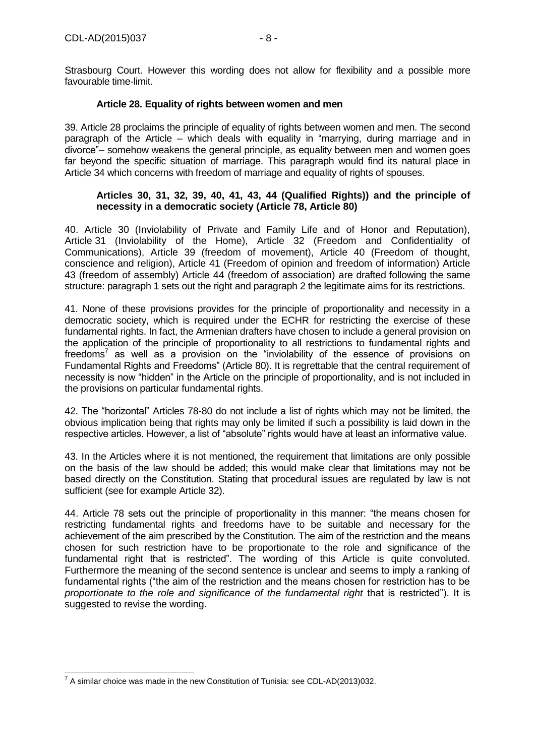Strasbourg Court. However this wording does not allow for flexibility and a possible more favourable time-limit.

### Article 28. Equality of rights between women and men

39. Article 28 proclaims the principle of equality of rights between women and men. The second paragraph of the Article – which deals with equality in "marrying, during marriage and in divorce"– somehow weakens the general principle, as equality between men and women goes far beyond the specific situation of marriage. This paragraph would find its natural place in Article 34 which concerns with freedom of marriage and equality of rights of spouses.

### Articles 30, 31, 32, 39, 40, 41, 43, 44 (Qualified Rights)) and the principle of necessity in a democratic society (Article 78, Article 80)

40. Article 30 (Inviolability of Private and Family Life and of Honor and Reputation), Article 31 (Inviolability of the Home), Article 32 (Freedom and Confidentiality of Communications), Article 39 (freedom of movement), Article 40 (Freedom of thought, conscience and religion), Article 41 (Freedom of opinion and freedom of information) Article 43 (freedom of assembly) Article 44 (freedom of association) are drafted following the same structure: paragraph 1 sets out the right and paragraph 2 the legitimate aims for its restrictions.

41. None of these provisions provides for the principle of proportionality and necessity in a democratic society, which is required under the ECHR for restricting the exercise of these fundamental rights. In fact, the Armenian drafters have chosen to include a general provision on the application of the principle of proportionality to all restrictions to fundamental rights and freedoms[7] as well as a provision on the "inviolability of the essence of provisions on Fundamental Rights and Freedoms" (Article 80). It is regrettable that the central requirement of necessity is now "hidden" in the Article on the principle of proportionality, and is not included in the provisions on particular fundamental rights.

42. The "horizontal" Articles 78-80 do not include a list of rights which may not be limited, the obvious implication being that rights may only be limited if such a possibility is laid down in the respective articles. However, a list of "absolute" rights would have at least an informative value.

43. In the Articles where it is not mentioned, the requirement that limitations are only possible on the basis of the law should be added; this would make clear that limitations may not be based directly on the Constitution. Stating that procedural issues are regulated by law is not sufficient (see for example Article 32).

44. Article 78 sets out the principle of proportionality in this manner: "the means chosen for restricting fundamental rights and freedoms have to be suitable and necessary for the achievement of the aim prescribed by the Constitution. The aim of the restriction and the means chosen for such restriction have to be proportionate to the role and significance of the fundamental right that is restricted". The wording of this Article is quite convoluted. Furthermore the meaning of the second sentence is unclear and seems to imply a ranking of fundamental rights ("the aim of the restriction and the means chosen for restriction has to be *proportionate to the role and significance of the fundamental right* that is restricted"). It is suggested to revise the wording.

---

[7] A similar choice was made in the new Constitution of Tunisia: see CDL-AD(2013)032.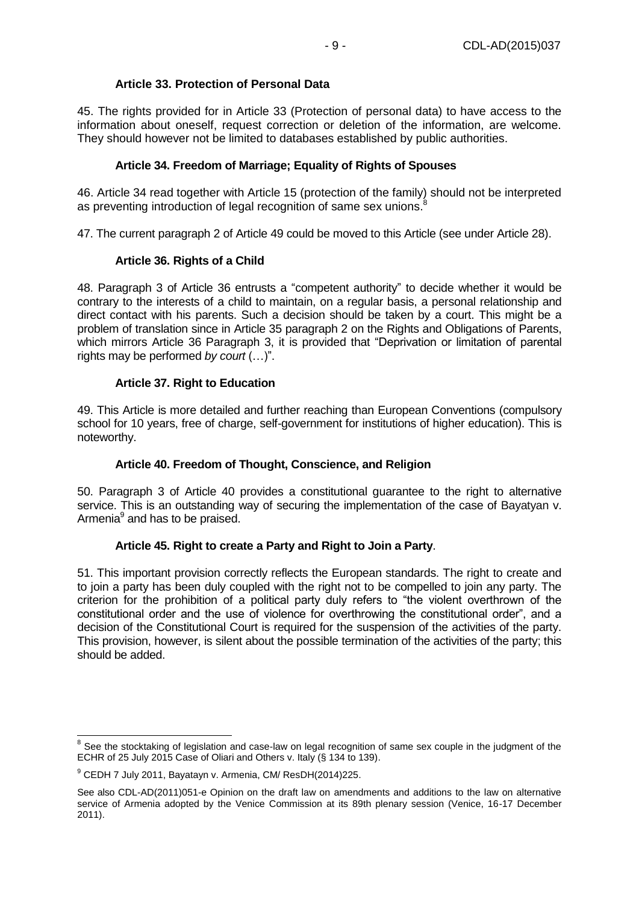### Article 33. Protection of Personal Data

45. The rights provided for in Article 33 (Protection of personal data) to have access to the information about oneself, request correction or deletion of the information, are welcome. They should however not be limited to databases established by public authorities.

### Article 34. Freedom of Marriage; Equality of Rights of Spouses

46. Article 34 read together with Article 15 (protection of the family) should not be interpreted as preventing introduction of legal recognition of same sex unions.[8]

47. The current paragraph 2 of Article 49 could be moved to this Article (see under Article 28).

### Article 36. Rights of a Child

48. Paragraph 3 of Article 36 entrusts a "competent authority" to decide whether it would be contrary to the interests of a child to maintain, on a regular basis, a personal relationship and direct contact with his parents. Such a decision should be taken by a court. This might be a problem of translation since in Article 35 paragraph 2 on the Rights and Obligations of Parents, which mirrors Article 36 Paragraph 3, it is provided that "Deprivation or limitation of parental rights may be performed *by court* (…)".

### Article 37. Right to Education

49. This Article is more detailed and further reaching than European Conventions (compulsory school for 10 years, free of charge, self-government for institutions of higher education). This is noteworthy.

### Article 40. Freedom of Thought, Conscience, and Religion

50. Paragraph 3 of Article 40 provides a constitutional guarantee to the right to alternative service. This is an outstanding way of securing the implementation of the case of Bayatyan v. Armenia[9] and has to be praised.

### Article 45. Right to create a Party and Right to Join a Party.

51. This important provision correctly reflects the European standards. The right to create and to join a party has been duly coupled with the right not to be compelled to join any party. The criterion for the prohibition of a political party duly refers to "the violent overthrown of the constitutional order and the use of violence for overthrowing the constitutional order", and a decision of the Constitutional Court is required for the suspension of the activities of the party. This provision, however, is silent about the possible termination of the activities of the party; this should be added.

---

[8] See the stocktaking of legislation and case-law on legal recognition of same sex couple in the judgment of the ECHR of 25 July 2015 Case of Oliari and Others v. Italy (§ 134 to 139).

[9] CEDH 7 July 2011, Bayatayn v. Armenia, CM/ ResDH(2014)225.

See also CDL-AD(2011)051-e Opinion on the draft law on amendments and additions to the law on alternative service of Armenia adopted by the Venice Commission at its 89th plenary session (Venice, 16-17 December 2011).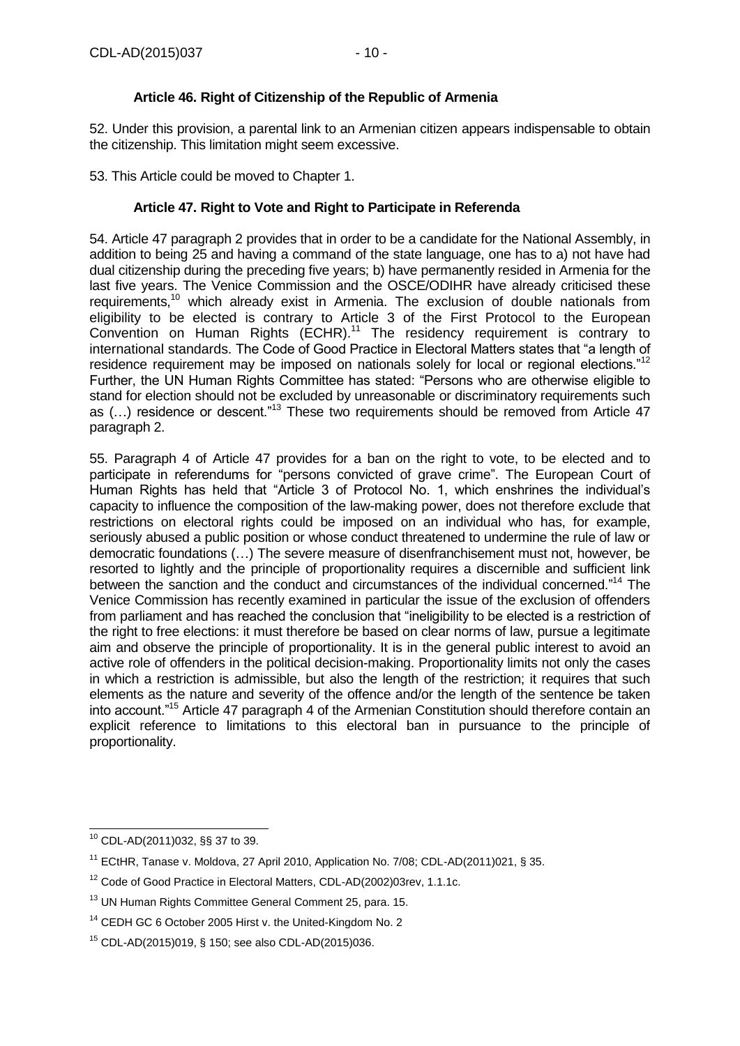#### Article 46. Right of Citizenship of the Republic of Armenia

52. Under this provision, a parental link to an Armenian citizen appears indispensable to obtain the citizenship. This limitation might seem excessive.

53. This Article could be moved to Chapter 1.

#### Article 47. Right to Vote and Right to Participate in Referenda

54. Article 47 paragraph 2 provides that in order to be a candidate for the National Assembly, in addition to being 25 and having a command of the state language, one has to a) not have had dual citizenship during the preceding five years; b) have permanently resided in Armenia for the last five years. The Venice Commission and the OSCE/ODIHR have already criticised these requirements,[10] which already exist in Armenia. The exclusion of double nationals from eligibility to be elected is contrary to Article 3 of the First Protocol to the European Convention on Human Rights (ECHR).[11] The residency requirement is contrary to international standards. The Code of Good Practice in Electoral Matters states that "a length of residence requirement may be imposed on nationals solely for local or regional elections."[12] Further, the UN Human Rights Committee has stated: "Persons who are otherwise eligible to stand for election should not be excluded by unreasonable or discriminatory requirements such as (…) residence or descent."[13] These two requirements should be removed from Article 47 paragraph 2.

55. Paragraph 4 of Article 47 provides for a ban on the right to vote, to be elected and to participate in referendums for "persons convicted of grave crime". The European Court of Human Rights has held that "Article 3 of Protocol No. 1, which enshrines the individual's capacity to influence the composition of the law-making power, does not therefore exclude that restrictions on electoral rights could be imposed on an individual who has, for example, seriously abused a public position or whose conduct threatened to undermine the rule of law or democratic foundations (…) The severe measure of disenfranchisement must not, however, be resorted to lightly and the principle of proportionality requires a discernible and sufficient link between the sanction and the conduct and circumstances of the individual concerned."[14] The Venice Commission has recently examined in particular the issue of the exclusion of offenders from parliament and has reached the conclusion that "ineligibility to be elected is a restriction of the right to free elections: it must therefore be based on clear norms of law, pursue a legitimate aim and observe the principle of proportionality. It is in the general public interest to avoid an active role of offenders in the political decision-making. Proportionality limits not only the cases in which a restriction is admissible, but also the length of the restriction; it requires that such elements as the nature and severity of the offence and/or the length of the sentence be taken into account."[15] Article 47 paragraph 4 of the Armenian Constitution should therefore contain an explicit reference to limitations to this electoral ban in pursuance to the principle of proportionality.

---

[10] CDL-AD(2011)032, §§ 37 to 39.

[11] ECtHR, Tanase v. Moldova, 27 April 2010, Application No. 7/08; CDL-AD(2011)021, § 35.

[12] Code of Good Practice in Electoral Matters, CDL-AD(2002)03rev, 1.1.1c.

[13] UN Human Rights Committee General Comment 25, para. 15.

[14] CEDH GC 6 October 2005 Hirst v. the United-Kingdom No. 2

[15] CDL-AD(2015)019, § 150; see also CDL-AD(2015)036.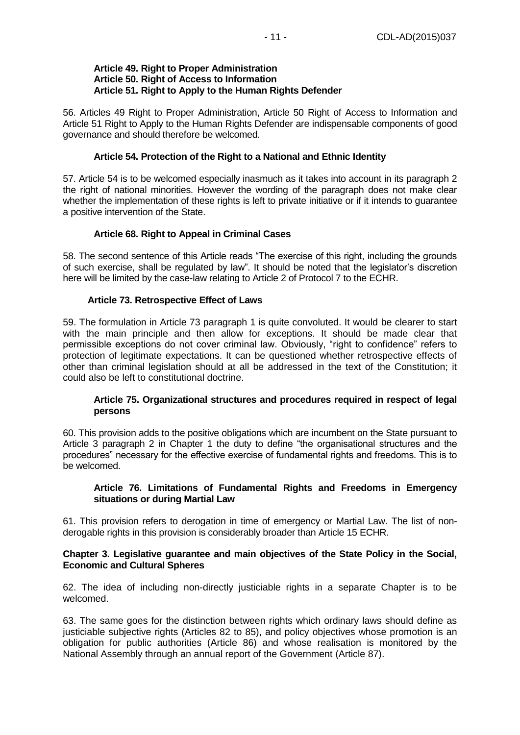### Article 49. Right to Proper Administration
### Article 50. Right of Access to Information
### Article 51. Right to Apply to the Human Rights Defender

56. Articles 49 Right to Proper Administration, Article 50 Right of Access to Information and Article 51 Right to Apply to the Human Rights Defender are indispensable components of good governance and should therefore be welcomed.

### Article 54. Protection of the Right to a National and Ethnic Identity

57. Article 54 is to be welcomed especially inasmuch as it takes into account in its paragraph 2 the right of national minorities. However the wording of the paragraph does not make clear whether the implementation of these rights is left to private initiative or if it intends to guarantee a positive intervention of the State.

### Article 68. Right to Appeal in Criminal Cases

58. The second sentence of this Article reads "The exercise of this right, including the grounds of such exercise, shall be regulated by law". It should be noted that the legislator's discretion here will be limited by the case-law relating to Article 2 of Protocol 7 to the ECHR.

### Article 73. Retrospective Effect of Laws

59. The formulation in Article 73 paragraph 1 is quite convoluted. It would be clearer to start with the main principle and then allow for exceptions. It should be made clear that permissible exceptions do not cover criminal law. Obviously, "right to confidence" refers to protection of legitimate expectations. It can be questioned whether retrospective effects of other than criminal legislation should at all be addressed in the text of the Constitution; it could also be left to constitutional doctrine.

### Article 75. Organizational structures and procedures required in respect of legal persons

60. This provision adds to the positive obligations which are incumbent on the State pursuant to Article 3 paragraph 2 in Chapter 1 the duty to define "the organisational structures and the procedures" necessary for the effective exercise of fundamental rights and freedoms. This is to be welcomed.

### Article 76. Limitations of Fundamental Rights and Freedoms in Emergency situations or during Martial Law

61. This provision refers to derogation in time of emergency or Martial Law. The list of non-derogable rights in this provision is considerably broader than Article 15 ECHR.

## Chapter 3. Legislative guarantee and main objectives of the State Policy in the Social, Economic and Cultural Spheres

62. The idea of including non-directly justiciable rights in a separate Chapter is to be welcomed.

63. The same goes for the distinction between rights which ordinary laws should define as justiciable subjective rights (Articles 82 to 85), and policy objectives whose promotion is an obligation for public authorities (Article 86) and whose realisation is monitored by the National Assembly through an annual report of the Government (Article 87).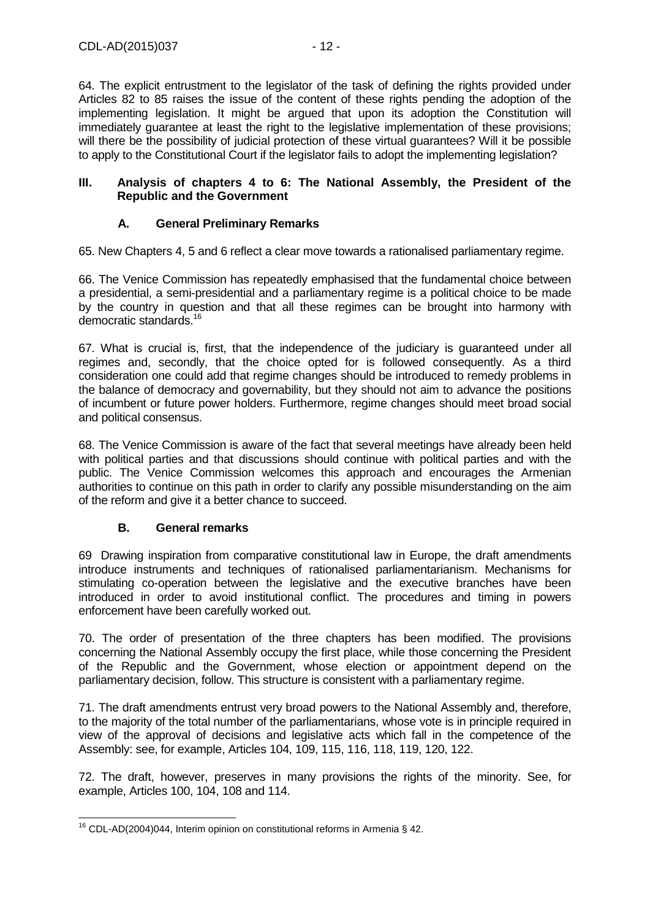64. The explicit entrustment to the legislator of the task of defining the rights provided under Articles 82 to 85 raises the issue of the content of these rights pending the adoption of the implementing legislation. It might be argued that upon its adoption the Constitution will immediately guarantee at least the right to the legislative implementation of these provisions; will there be the possibility of judicial protection of these virtual guarantees? Will it be possible to apply to the Constitutional Court if the legislator fails to adopt the implementing legislation?

## III. Analysis of chapters 4 to 6: The National Assembly, the President of the Republic and the Government

### A. General Preliminary Remarks

65. New Chapters 4, 5 and 6 reflect a clear move towards a rationalised parliamentary regime.

66. The Venice Commission has repeatedly emphasised that the fundamental choice between a presidential, a semi-presidential and a parliamentary regime is a political choice to be made by the country in question and that all these regimes can be brought into harmony with democratic standards.[16]

67. What is crucial is, first, that the independence of the judiciary is guaranteed under all regimes and, secondly, that the choice opted for is followed consequently. As a third consideration one could add that regime changes should be introduced to remedy problems in the balance of democracy and governability, but they should not aim to advance the positions of incumbent or future power holders. Furthermore, regime changes should meet broad social and political consensus.

68. The Venice Commission is aware of the fact that several meetings have already been held with political parties and that discussions should continue with political parties and with the public. The Venice Commission welcomes this approach and encourages the Armenian authorities to continue on this path in order to clarify any possible misunderstanding on the aim of the reform and give it a better chance to succeed.

### B. General remarks

69 Drawing inspiration from comparative constitutional law in Europe, the draft amendments introduce instruments and techniques of rationalised parliamentarianism. Mechanisms for stimulating co-operation between the legislative and the executive branches have been introduced in order to avoid institutional conflict. The procedures and timing in powers enforcement have been carefully worked out.

70. The order of presentation of the three chapters has been modified. The provisions concerning the National Assembly occupy the first place, while those concerning the President of the Republic and the Government, whose election or appointment depend on the parliamentary decision, follow. This structure is consistent with a parliamentary regime.

71. The draft amendments entrust very broad powers to the National Assembly and, therefore, to the majority of the total number of the parliamentarians, whose vote is in principle required in view of the approval of decisions and legislative acts which fall in the competence of the Assembly: see, for example, Articles 104, 109, 115, 116, 118, 119, 120, 122.

72. The draft, however, preserves in many provisions the rights of the minority. See, for example, Articles 100, 104, 108 and 114.

---

[16] CDL-AD(2004)044, Interim opinion on constitutional reforms in Armenia § 42.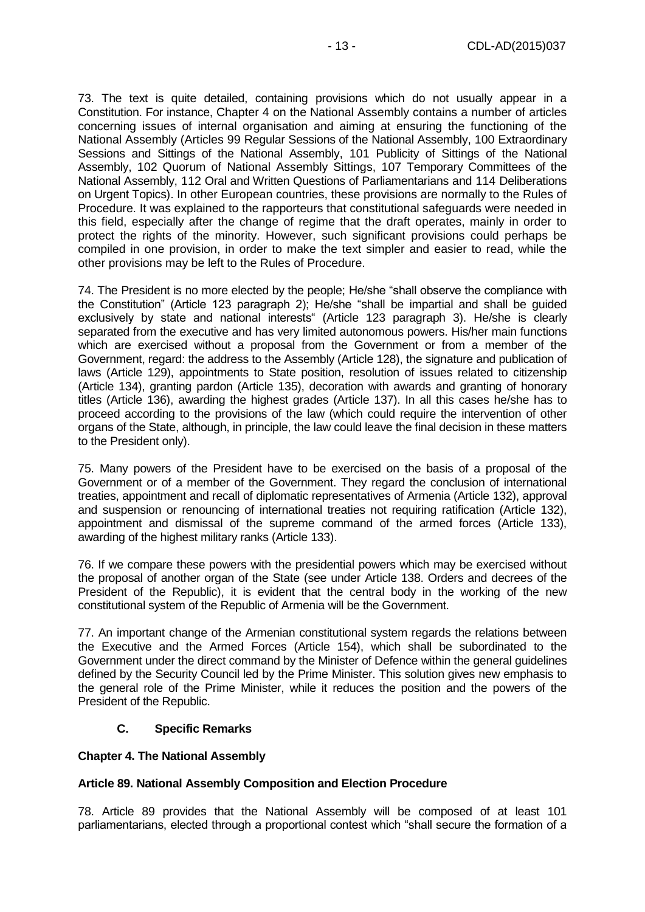73. The text is quite detailed, containing provisions which do not usually appear in a Constitution. For instance, Chapter 4 on the National Assembly contains a number of articles concerning issues of internal organisation and aiming at ensuring the functioning of the National Assembly (Articles 99 Regular Sessions of the National Assembly, 100 Extraordinary Sessions and Sittings of the National Assembly, 101 Publicity of Sittings of the National Assembly, 102 Quorum of National Assembly Sittings, 107 Temporary Committees of the National Assembly, 112 Oral and Written Questions of Parliamentarians and 114 Deliberations on Urgent Topics). In other European countries, these provisions are normally to the Rules of Procedure. It was explained to the rapporteurs that constitutional safeguards were needed in this field, especially after the change of regime that the draft operates, mainly in order to protect the rights of the minority. However, such significant provisions could perhaps be compiled in one provision, in order to make the text simpler and easier to read, while the other provisions may be left to the Rules of Procedure.

74. The President is no more elected by the people; He/she "shall observe the compliance with the Constitution" (Article 123 paragraph 2); He/she "shall be impartial and shall be guided exclusively by state and national interests" (Article 123 paragraph 3). He/she is clearly separated from the executive and has very limited autonomous powers. His/her main functions which are exercised without a proposal from the Government or from a member of the Government, regard: the address to the Assembly (Article 128), the signature and publication of laws (Article 129), appointments to State position, resolution of issues related to citizenship (Article 134), granting pardon (Article 135), decoration with awards and granting of honorary titles (Article 136), awarding the highest grades (Article 137). In all this cases he/she has to proceed according to the provisions of the law (which could require the intervention of other organs of the State, although, in principle, the law could leave the final decision in these matters to the President only).

75. Many powers of the President have to be exercised on the basis of a proposal of the Government or of a member of the Government. They regard the conclusion of international treaties, appointment and recall of diplomatic representatives of Armenia (Article 132), approval and suspension or renouncing of international treaties not requiring ratification (Article 132), appointment and dismissal of the supreme command of the armed forces (Article 133), awarding of the highest military ranks (Article 133).

76. If we compare these powers with the presidential powers which may be exercised without the proposal of another organ of the State (see under Article 138. Orders and decrees of the President of the Republic), it is evident that the central body in the working of the new constitutional system of the Republic of Armenia will be the Government.

77. An important change of the Armenian constitutional system regards the relations between the Executive and the Armed Forces (Article 154), which shall be subordinated to the Government under the direct command by the Minister of Defence within the general guidelines defined by the Security Council led by the Prime Minister. This solution gives new emphasis to the general role of the Prime Minister, while it reduces the position and the powers of the President of the Republic.

## C. Specific Remarks

### Chapter 4. The National Assembly

#### Article 89. National Assembly Composition and Election Procedure

78. Article 89 provides that the National Assembly will be composed of at least 101 parliamentarians, elected through a proportional contest which "shall secure the formation of a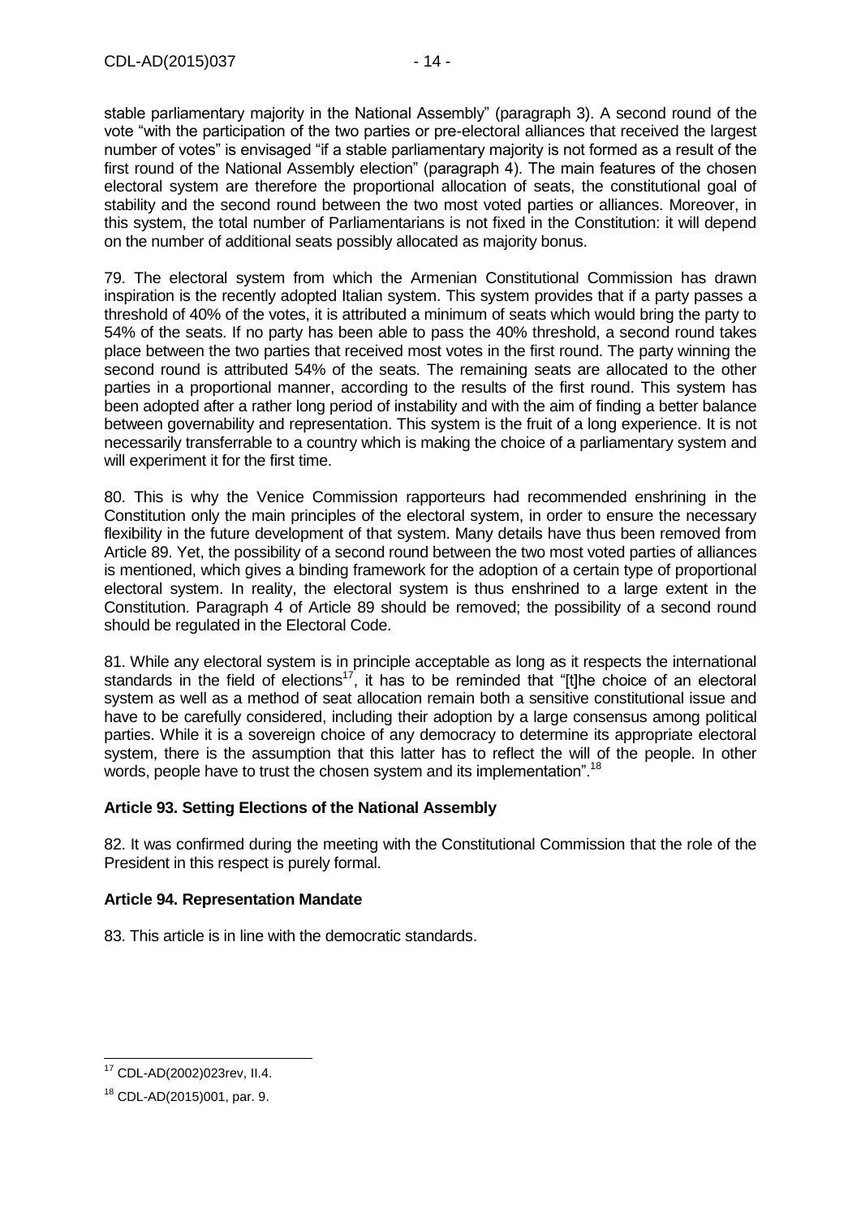stable parliamentary majority in the National Assembly" (paragraph 3). A second round of the vote "with the participation of the two parties or pre-electoral alliances that received the largest number of votes" is envisaged "if a stable parliamentary majority is not formed as a result of the first round of the National Assembly election" (paragraph 4). The main features of the chosen electoral system are therefore the proportional allocation of seats, the constitutional goal of stability and the second round between the two most voted parties or alliances. Moreover, in this system, the total number of Parliamentarians is not fixed in the Constitution: it will depend on the number of additional seats possibly allocated as majority bonus.

79. The electoral system from which the Armenian Constitutional Commission has drawn inspiration is the recently adopted Italian system. This system provides that if a party passes a threshold of 40% of the votes, it is attributed a minimum of seats which would bring the party to 54% of the seats. If no party has been able to pass the 40% threshold, a second round takes place between the two parties that received most votes in the first round. The party winning the second round is attributed 54% of the seats. The remaining seats are allocated to the other parties in a proportional manner, according to the results of the first round. This system has been adopted after a rather long period of instability and with the aim of finding a better balance between governability and representation. This system is the fruit of a long experience. It is not necessarily transferrable to a country which is making the choice of a parliamentary system and will experiment it for the first time.

80. This is why the Venice Commission rapporteurs had recommended enshrining in the Constitution only the main principles of the electoral system, in order to ensure the necessary flexibility in the future development of that system. Many details have thus been removed from Article 89. Yet, the possibility of a second round between the two most voted parties of alliances is mentioned, which gives a binding framework for the adoption of a certain type of proportional electoral system. In reality, the electoral system is thus enshrined to a large extent in the Constitution. Paragraph 4 of Article 89 should be removed; the possibility of a second round should be regulated in the Electoral Code.

81. While any electoral system is in principle acceptable as long as it respects the international standards in the field of elections[17], it has to be reminded that "[t]he choice of an electoral system as well as a method of seat allocation remain both a sensitive constitutional issue and have to be carefully considered, including their adoption by a large consensus among political parties. While it is a sovereign choice of any democracy to determine its appropriate electoral system, there is the assumption that this latter has to reflect the will of the people. In other words, people have to trust the chosen system and its implementation".[18]

**Article 93. Setting Elections of the National Assembly**

82. It was confirmed during the meeting with the Constitutional Commission that the role of the President in this respect is purely formal.

**Article 94. Representation Mandate**

83. This article is in line with the democratic standards.

---

[17] CDL-AD(2002)023rev, II.4.

[18] CDL-AD(2015)001, par. 9.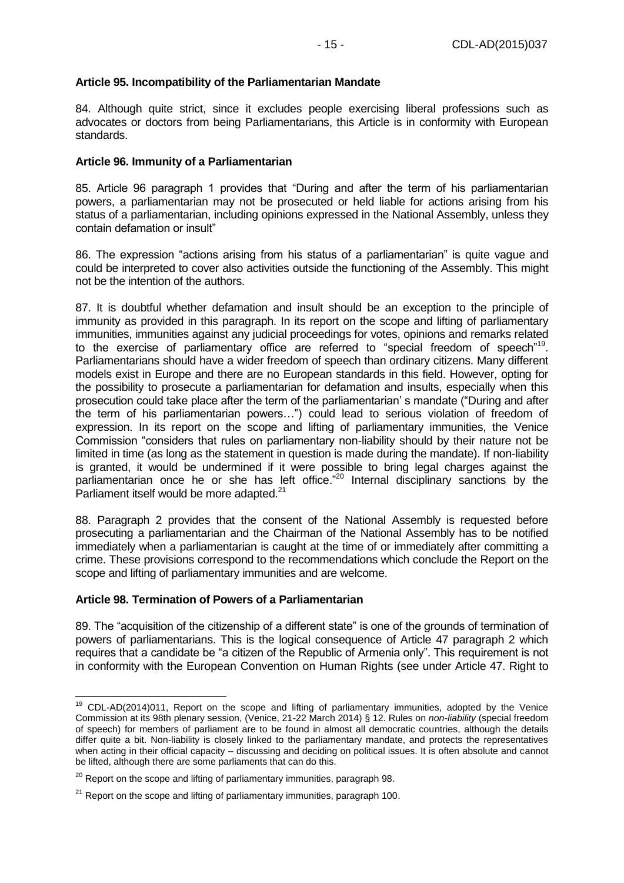**Article 95. Incompatibility of the Parliamentarian Mandate**

84. Although quite strict, since it excludes people exercising liberal professions such as advocates or doctors from being Parliamentarians, this Article is in conformity with European standards.

**Article 96. Immunity of a Parliamentarian**

85. Article 96 paragraph 1 provides that "During and after the term of his parliamentarian powers, a parliamentarian may not be prosecuted or held liable for actions arising from his status of a parliamentarian, including opinions expressed in the National Assembly, unless they contain defamation or insult"

86. The expression "actions arising from his status of a parliamentarian" is quite vague and could be interpreted to cover also activities outside the functioning of the Assembly. This might not be the intention of the authors.

87. It is doubtful whether defamation and insult should be an exception to the principle of immunity as provided in this paragraph. In its report on the scope and lifting of parliamentary immunities, immunities against any judicial proceedings for votes, opinions and remarks related to the exercise of parliamentary office are referred to "special freedom of speech"[19]. Parliamentarians should have a wider freedom of speech than ordinary citizens. Many different models exist in Europe and there are no European standards in this field. However, opting for the possibility to prosecute a parliamentarian for defamation and insults, especially when this prosecution could take place after the term of the parliamentarian' s mandate ("During and after the term of his parliamentarian powers…") could lead to serious violation of freedom of expression. In its report on the scope and lifting of parliamentary immunities, the Venice Commission "considers that rules on parliamentary non-liability should by their nature not be limited in time (as long as the statement in question is made during the mandate). If non-liability is granted, it would be undermined if it were possible to bring legal charges against the parliamentarian once he or she has left office."[20] Internal disciplinary sanctions by the Parliament itself would be more adapted.[21]

88. Paragraph 2 provides that the consent of the National Assembly is requested before prosecuting a parliamentarian and the Chairman of the National Assembly has to be notified immediately when a parliamentarian is caught at the time of or immediately after committing a crime. These provisions correspond to the recommendations which conclude the Report on the scope and lifting of parliamentary immunities and are welcome.

**Article 98. Termination of Powers of a Parliamentarian**

89. The "acquisition of the citizenship of a different state" is one of the grounds of termination of powers of parliamentarians. This is the logical consequence of Article 47 paragraph 2 which requires that a candidate be "a citizen of the Republic of Armenia only". This requirement is not in conformity with the European Convention on Human Rights (see under Article 47. Right to

---

[19] CDL-AD(2014)011, Report on the scope and lifting of parliamentary immunities, adopted by the Venice Commission at its 98th plenary session, (Venice, 21-22 March 2014) § 12. Rules on *non-liability* (special freedom of speech) for members of parliament are to be found in almost all democratic countries, although the details differ quite a bit. Non-liability is closely linked to the parliamentary mandate, and protects the representatives when acting in their official capacity – discussing and deciding on political issues. It is often absolute and cannot be lifted, although there are some parliaments that can do this.

[20] Report on the scope and lifting of parliamentary immunities, paragraph 98.

[21] Report on the scope and lifting of parliamentary immunities, paragraph 100.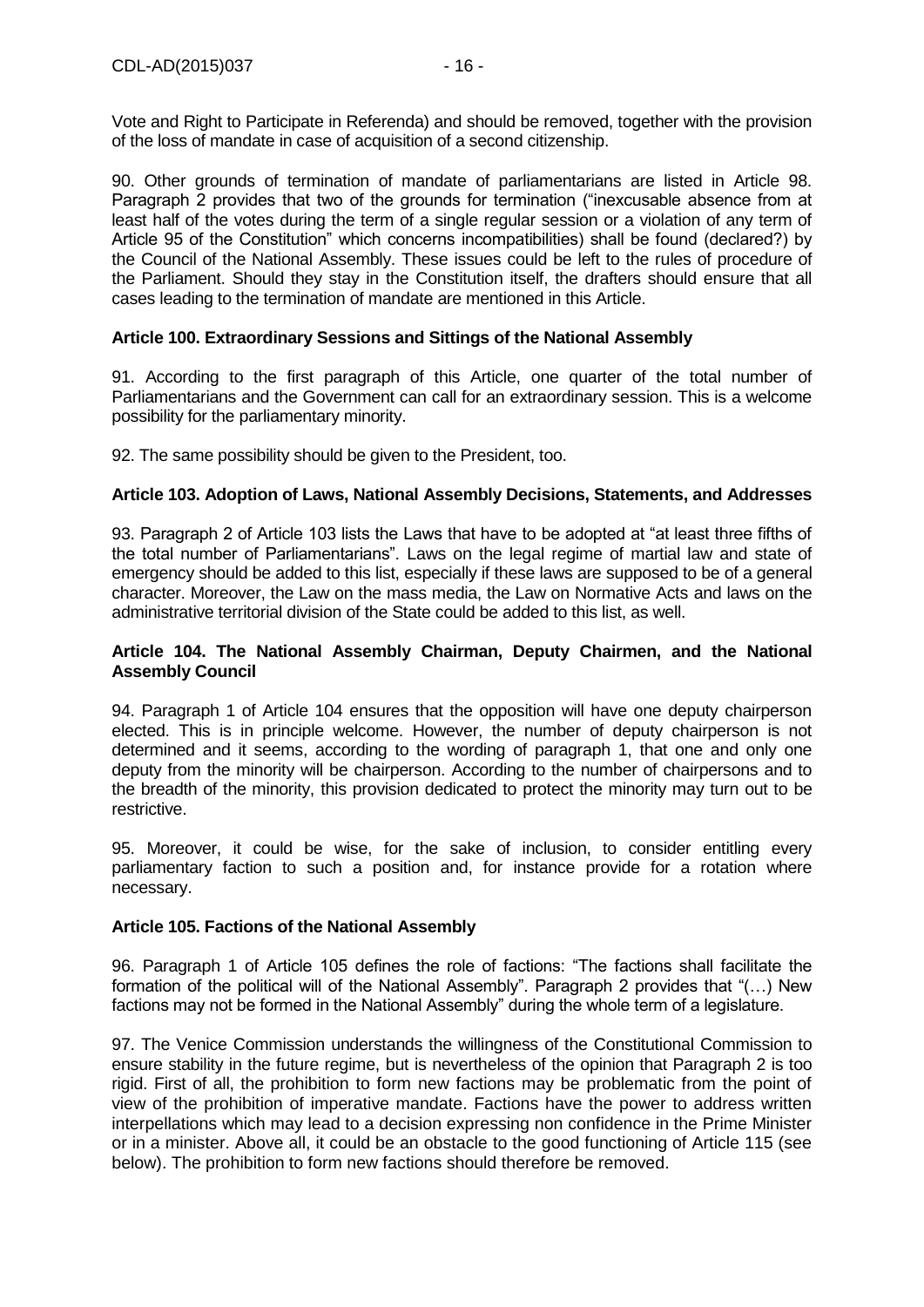Vote and Right to Participate in Referenda) and should be removed, together with the provision of the loss of mandate in case of acquisition of a second citizenship.

90. Other grounds of termination of mandate of parliamentarians are listed in Article 98. Paragraph 2 provides that two of the grounds for termination ("inexcusable absence from at least half of the votes during the term of a single regular session or a violation of any term of Article 95 of the Constitution" which concerns incompatibilities) shall be found (declared?) by the Council of the National Assembly. These issues could be left to the rules of procedure of the Parliament. Should they stay in the Constitution itself, the drafters should ensure that all cases leading to the termination of mandate are mentioned in this Article.

### Article 100. Extraordinary Sessions and Sittings of the National Assembly

91. According to the first paragraph of this Article, one quarter of the total number of Parliamentarians and the Government can call for an extraordinary session. This is a welcome possibility for the parliamentary minority.

92. The same possibility should be given to the President, too.

### Article 103. Adoption of Laws, National Assembly Decisions, Statements, and Addresses

93. Paragraph 2 of Article 103 lists the Laws that have to be adopted at "at least three fifths of the total number of Parliamentarians". Laws on the legal regime of martial law and state of emergency should be added to this list, especially if these laws are supposed to be of a general character. Moreover, the Law on the mass media, the Law on Normative Acts and laws on the administrative territorial division of the State could be added to this list, as well.

### Article 104. The National Assembly Chairman, Deputy Chairmen, and the National Assembly Council

94. Paragraph 1 of Article 104 ensures that the opposition will have one deputy chairperson elected. This is in principle welcome. However, the number of deputy chairperson is not determined and it seems, according to the wording of paragraph 1, that one and only one deputy from the minority will be chairperson. According to the number of chairpersons and to the breadth of the minority, this provision dedicated to protect the minority may turn out to be restrictive.

95. Moreover, it could be wise, for the sake of inclusion, to consider entitling every parliamentary faction to such a position and, for instance provide for a rotation where necessary.

### Article 105. Factions of the National Assembly

96. Paragraph 1 of Article 105 defines the role of factions: "The factions shall facilitate the formation of the political will of the National Assembly". Paragraph 2 provides that "(…) New factions may not be formed in the National Assembly" during the whole term of a legislature.

97. The Venice Commission understands the willingness of the Constitutional Commission to ensure stability in the future regime, but is nevertheless of the opinion that Paragraph 2 is too rigid. First of all, the prohibition to form new factions may be problematic from the point of view of the prohibition of imperative mandate. Factions have the power to address written interpellations which may lead to a decision expressing non confidence in the Prime Minister or in a minister. Above all, it could be an obstacle to the good functioning of Article 115 (see below). The prohibition to form new factions should therefore be removed.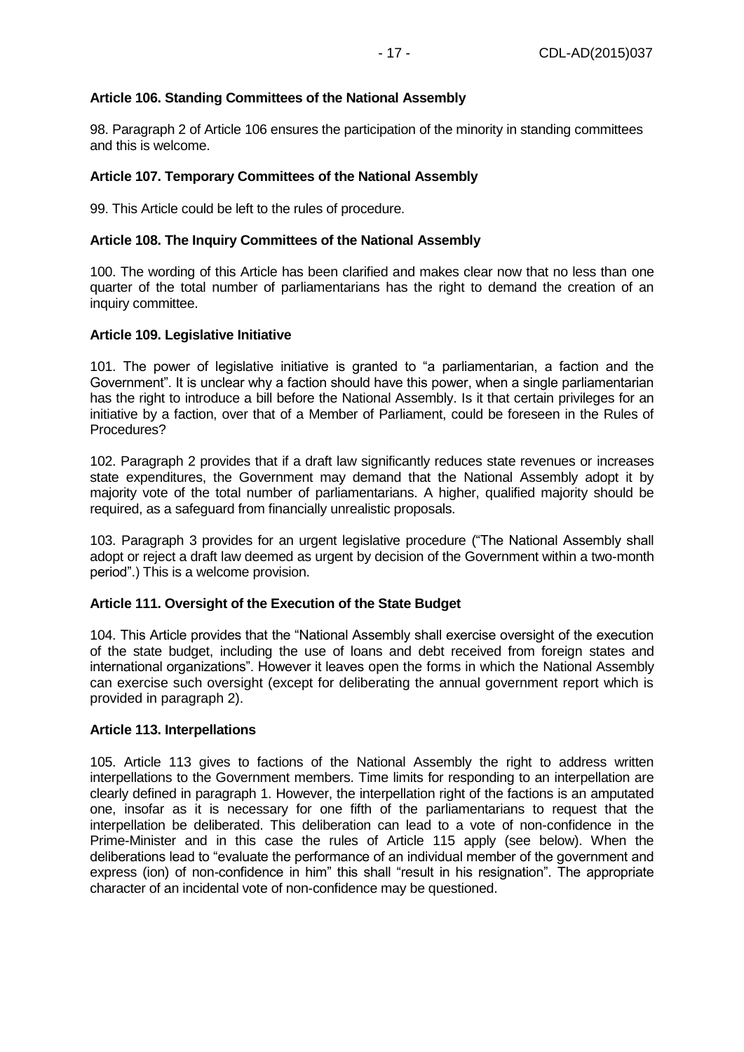**Article 106. Standing Committees of the National Assembly**

98. Paragraph 2 of Article 106 ensures the participation of the minority in standing committees and this is welcome.

**Article 107. Temporary Committees of the National Assembly**

99. This Article could be left to the rules of procedure.

**Article 108. The Inquiry Committees of the National Assembly**

100. The wording of this Article has been clarified and makes clear now that no less than one quarter of the total number of parliamentarians has the right to demand the creation of an inquiry committee.

**Article 109. Legislative Initiative**

101. The power of legislative initiative is granted to "a parliamentarian, a faction and the Government". It is unclear why a faction should have this power, when a single parliamentarian has the right to introduce a bill before the National Assembly. Is it that certain privileges for an initiative by a faction, over that of a Member of Parliament, could be foreseen in the Rules of Procedures?

102. Paragraph 2 provides that if a draft law significantly reduces state revenues or increases state expenditures, the Government may demand that the National Assembly adopt it by majority vote of the total number of parliamentarians. A higher, qualified majority should be required, as a safeguard from financially unrealistic proposals.

103. Paragraph 3 provides for an urgent legislative procedure ("The National Assembly shall adopt or reject a draft law deemed as urgent by decision of the Government within a two-month period".) This is a welcome provision.

**Article 111. Oversight of the Execution of the State Budget**

104. This Article provides that the "National Assembly shall exercise oversight of the execution of the state budget, including the use of loans and debt received from foreign states and international organizations". However it leaves open the forms in which the National Assembly can exercise such oversight (except for deliberating the annual government report which is provided in paragraph 2).

**Article 113. Interpellations**

105. Article 113 gives to factions of the National Assembly the right to address written interpellations to the Government members. Time limits for responding to an interpellation are clearly defined in paragraph 1. However, the interpellation right of the factions is an amputated one, insofar as it is necessary for one fifth of the parliamentarians to request that the interpellation be deliberated. This deliberation can lead to a vote of non-confidence in the Prime-Minister and in this case the rules of Article 115 apply (see below). When the deliberations lead to "evaluate the performance of an individual member of the government and express (ion) of non-confidence in him" this shall "result in his resignation". The appropriate character of an incidental vote of non-confidence may be questioned.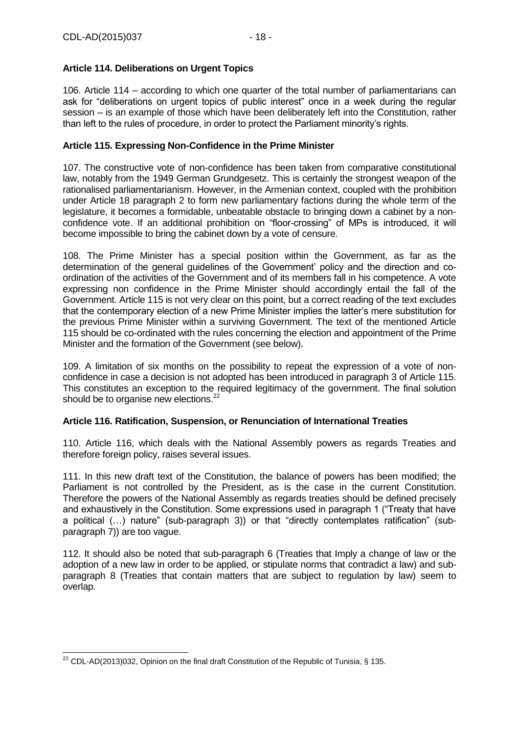**Article 114. Deliberations on Urgent Topics**

106. Article 114 – according to which one quarter of the total number of parliamentarians can ask for "deliberations on urgent topics of public interest" once in a week during the regular session – is an example of those which have been deliberately left into the Constitution, rather than left to the rules of procedure, in order to protect the Parliament minority's rights.

**Article 115. Expressing Non-Confidence in the Prime Minister**

107. The constructive vote of non-confidence has been taken from comparative constitutional law, notably from the 1949 German Grundgesetz. This is certainly the strongest weapon of the rationalised parliamentarianism. However, in the Armenian context, coupled with the prohibition under Article 18 paragraph 2 to form new parliamentary factions during the whole term of the legislature, it becomes a formidable, unbeatable obstacle to bringing down a cabinet by a non-confidence vote. If an additional prohibition on "floor-crossing" of MPs is introduced, it will become impossible to bring the cabinet down by a vote of censure.

108. The Prime Minister has a special position within the Government, as far as the determination of the general guidelines of the Government' policy and the direction and co-ordination of the activities of the Government and of its members fall in his competence. A vote expressing non confidence in the Prime Minister should accordingly entail the fall of the Government. Article 115 is not very clear on this point, but a correct reading of the text excludes that the contemporary election of a new Prime Minister implies the latter's mere substitution for the previous Prime Minister within a surviving Government. The text of the mentioned Article 115 should be co-ordinated with the rules concerning the election and appointment of the Prime Minister and the formation of the Government (see below).

109. A limitation of six months on the possibility to repeat the expression of a vote of non-confidence in case a decision is not adopted has been introduced in paragraph 3 of Article 115. This constitutes an exception to the required legitimacy of the government. The final solution should be to organise new elections.[22]

**Article 116. Ratification, Suspension, or Renunciation of International Treaties**

110. Article 116, which deals with the National Assembly powers as regards Treaties and therefore foreign policy, raises several issues.

111. In this new draft text of the Constitution, the balance of powers has been modified; the Parliament is not controlled by the President, as is the case in the current Constitution. Therefore the powers of the National Assembly as regards treaties should be defined precisely and exhaustively in the Constitution. Some expressions used in paragraph 1 ("Treaty that have a political (…) nature" (sub-paragraph 3)) or that "directly contemplates ratification" (sub-paragraph 7)) are too vague.

112. It should also be noted that sub-paragraph 6 (Treaties that Imply a change of law or the adoption of a new law in order to be applied, or stipulate norms that contradict a law) and sub-paragraph 8 (Treaties that contain matters that are subject to regulation by law) seem to overlap.

---

[22] CDL-AD(2013)032, Opinion on the final draft Constitution of the Republic of Tunisia, § 135.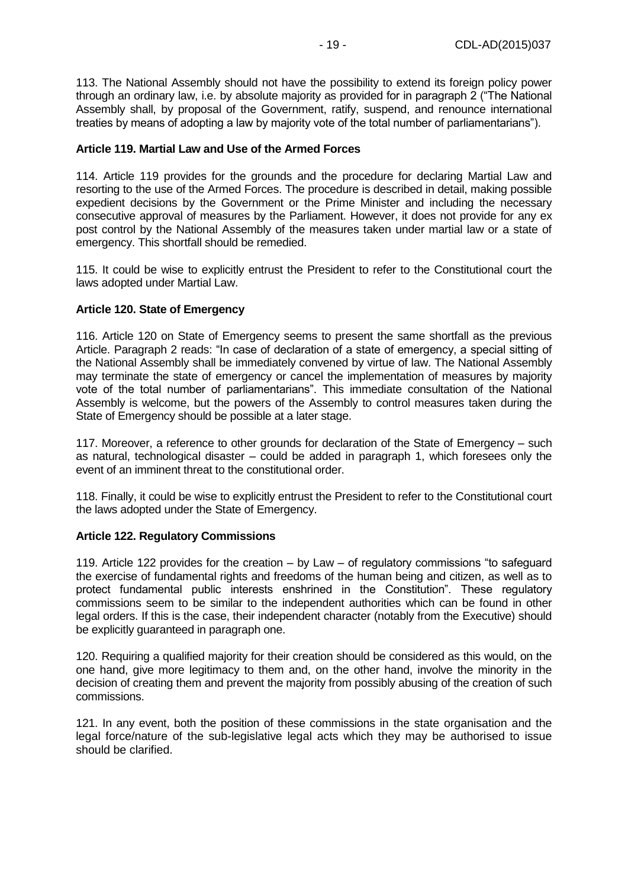113. The National Assembly should not have the possibility to extend its foreign policy power through an ordinary law, i.e. by absolute majority as provided for in paragraph 2 ("The National Assembly shall, by proposal of the Government, ratify, suspend, and renounce international treaties by means of adopting a law by majority vote of the total number of parliamentarians").

**Article 119. Martial Law and Use of the Armed Forces**

114. Article 119 provides for the grounds and the procedure for declaring Martial Law and resorting to the use of the Armed Forces. The procedure is described in detail, making possible expedient decisions by the Government or the Prime Minister and including the necessary consecutive approval of measures by the Parliament. However, it does not provide for any ex post control by the National Assembly of the measures taken under martial law or a state of emergency. This shortfall should be remedied.

115. It could be wise to explicitly entrust the President to refer to the Constitutional court the laws adopted under Martial Law.

**Article 120. State of Emergency**

116. Article 120 on State of Emergency seems to present the same shortfall as the previous Article. Paragraph 2 reads: "In case of declaration of a state of emergency, a special sitting of the National Assembly shall be immediately convened by virtue of law. The National Assembly may terminate the state of emergency or cancel the implementation of measures by majority vote of the total number of parliamentarians". This immediate consultation of the National Assembly is welcome, but the powers of the Assembly to control measures taken during the State of Emergency should be possible at a later stage.

117. Moreover, a reference to other grounds for declaration of the State of Emergency – such as natural, technological disaster – could be added in paragraph 1, which foresees only the event of an imminent threat to the constitutional order.

118. Finally, it could be wise to explicitly entrust the President to refer to the Constitutional court the laws adopted under the State of Emergency.

**Article 122. Regulatory Commissions**

119. Article 122 provides for the creation – by Law – of regulatory commissions "to safeguard the exercise of fundamental rights and freedoms of the human being and citizen, as well as to protect fundamental public interests enshrined in the Constitution". These regulatory commissions seem to be similar to the independent authorities which can be found in other legal orders. If this is the case, their independent character (notably from the Executive) should be explicitly guaranteed in paragraph one.

120. Requiring a qualified majority for their creation should be considered as this would, on the one hand, give more legitimacy to them and, on the other hand, involve the minority in the decision of creating them and prevent the majority from possibly abusing of the creation of such commissions.

121. In any event, both the position of these commissions in the state organisation and the legal force/nature of the sub-legislative legal acts which they may be authorised to issue should be clarified.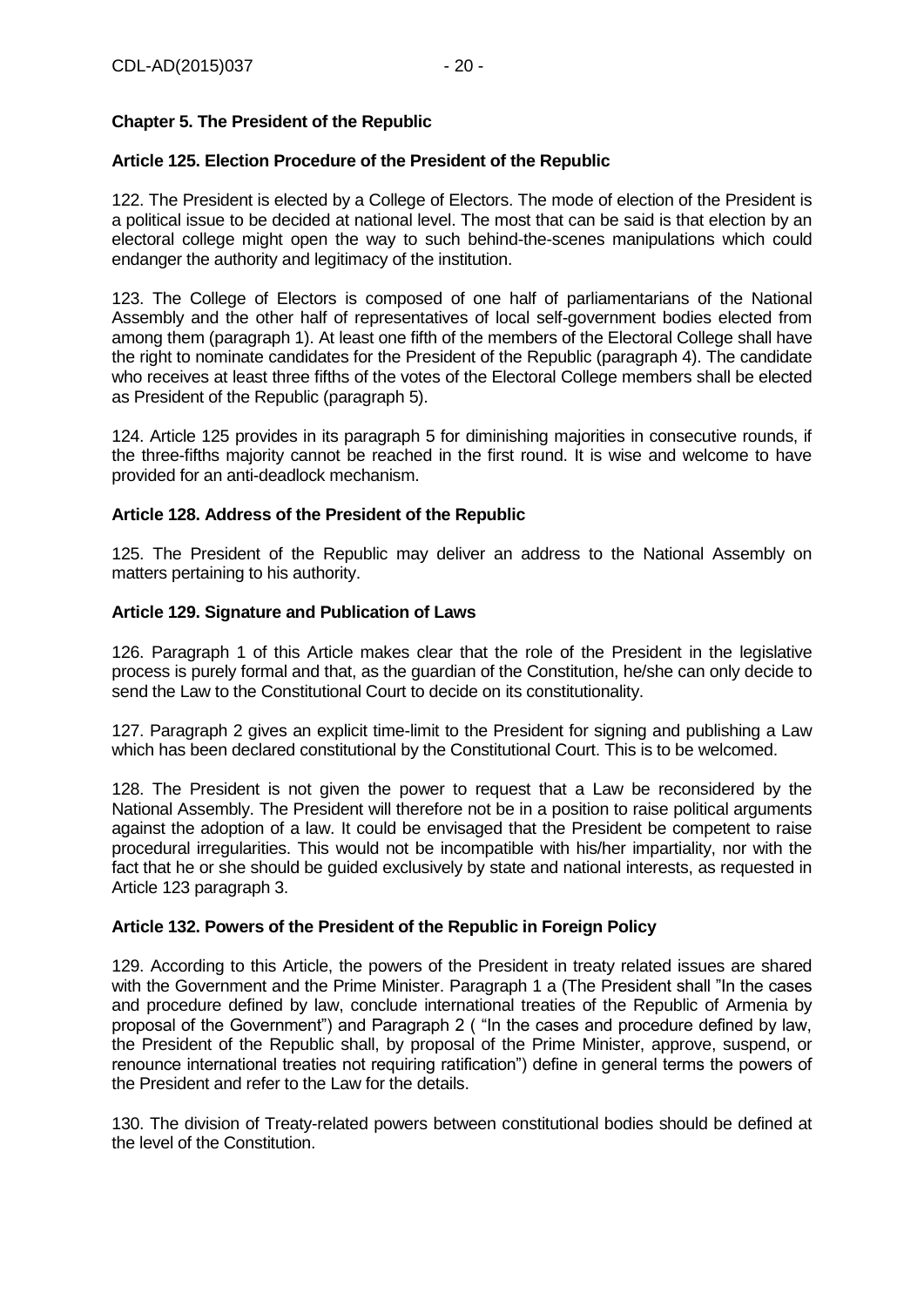## Chapter 5. The President of the Republic

### Article 125. Election Procedure of the President of the Republic

122. The President is elected by a College of Electors. The mode of election of the President is a political issue to be decided at national level. The most that can be said is that election by an electoral college might open the way to such behind-the-scenes manipulations which could endanger the authority and legitimacy of the institution.

123. The College of Electors is composed of one half of parliamentarians of the National Assembly and the other half of representatives of local self-government bodies elected from among them (paragraph 1). At least one fifth of the members of the Electoral College shall have the right to nominate candidates for the President of the Republic (paragraph 4). The candidate who receives at least three fifths of the votes of the Electoral College members shall be elected as President of the Republic (paragraph 5).

124. Article 125 provides in its paragraph 5 for diminishing majorities in consecutive rounds, if the three-fifths majority cannot be reached in the first round. It is wise and welcome to have provided for an anti-deadlock mechanism.

### Article 128. Address of the President of the Republic

125. The President of the Republic may deliver an address to the National Assembly on matters pertaining to his authority.

### Article 129. Signature and Publication of Laws

126. Paragraph 1 of this Article makes clear that the role of the President in the legislative process is purely formal and that, as the guardian of the Constitution, he/she can only decide to send the Law to the Constitutional Court to decide on its constitutionality.

127. Paragraph 2 gives an explicit time-limit to the President for signing and publishing a Law which has been declared constitutional by the Constitutional Court. This is to be welcomed.

128. The President is not given the power to request that a Law be reconsidered by the National Assembly. The President will therefore not be in a position to raise political arguments against the adoption of a law. It could be envisaged that the President be competent to raise procedural irregularities. This would not be incompatible with his/her impartiality, nor with the fact that he or she should be guided exclusively by state and national interests, as requested in Article 123 paragraph 3.

### Article 132. Powers of the President of the Republic in Foreign Policy

129. According to this Article, the powers of the President in treaty related issues are shared with the Government and the Prime Minister. Paragraph 1 a (The President shall "In the cases and procedure defined by law, conclude international treaties of the Republic of Armenia by proposal of the Government") and Paragraph 2 ( "In the cases and procedure defined by law, the President of the Republic shall, by proposal of the Prime Minister, approve, suspend, or renounce international treaties not requiring ratification") define in general terms the powers of the President and refer to the Law for the details.

130. The division of Treaty-related powers between constitutional bodies should be defined at the level of the Constitution.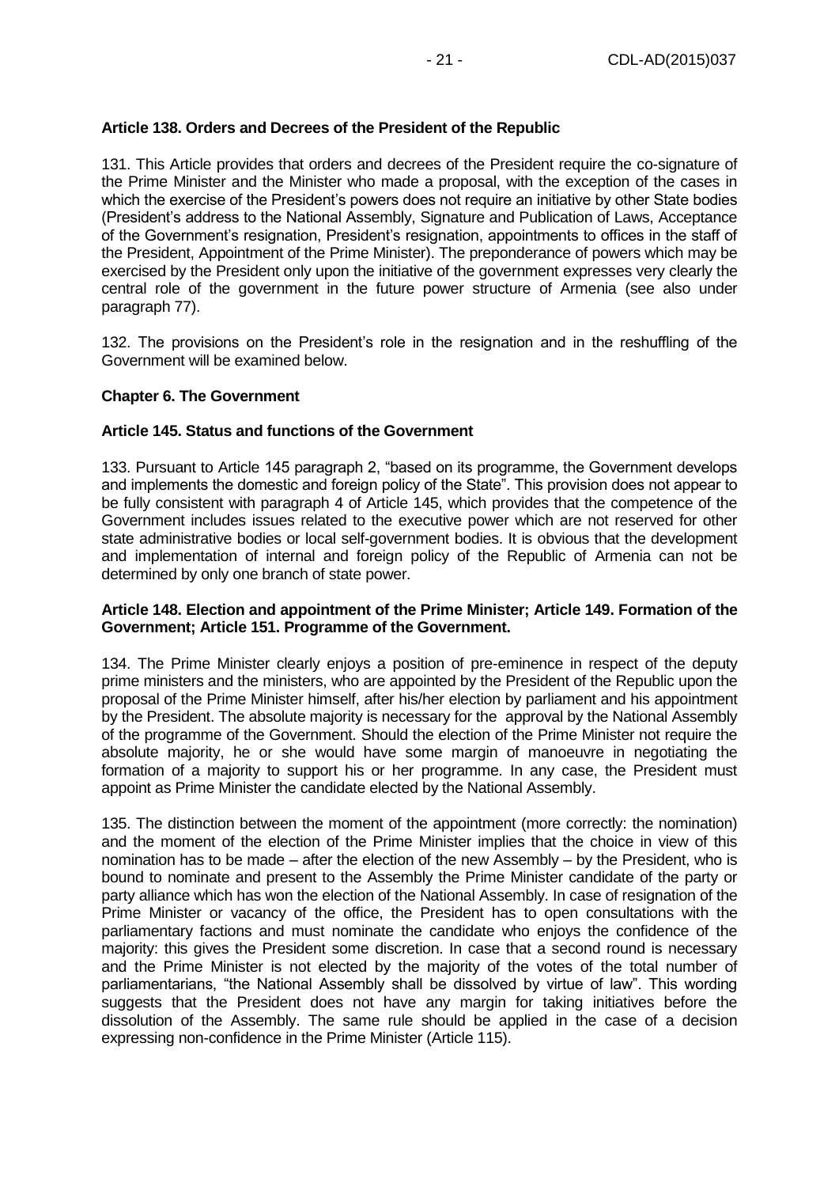**Article 138. Orders and Decrees of the President of the Republic**

131. This Article provides that orders and decrees of the President require the co-signature of the Prime Minister and the Minister who made a proposal, with the exception of the cases in which the exercise of the President's powers does not require an initiative by other State bodies (President's address to the National Assembly, Signature and Publication of Laws, Acceptance of the Government's resignation, President's resignation, appointments to offices in the staff of the President, Appointment of the Prime Minister). The preponderance of powers which may be exercised by the President only upon the initiative of the government expresses very clearly the central role of the government in the future power structure of Armenia (see also under paragraph 77).

132. The provisions on the President's role in the resignation and in the reshuffling of the Government will be examined below.

**Chapter 6. The Government**

**Article 145. Status and functions of the Government**

133. Pursuant to Article 145 paragraph 2, "based on its programme, the Government develops and implements the domestic and foreign policy of the State". This provision does not appear to be fully consistent with paragraph 4 of Article 145, which provides that the competence of the Government includes issues related to the executive power which are not reserved for other state administrative bodies or local self-government bodies. It is obvious that the development and implementation of internal and foreign policy of the Republic of Armenia can not be determined by only one branch of state power.

**Article 148. Election and appointment of the Prime Minister; Article 149. Formation of the Government; Article 151. Programme of the Government.**

134. The Prime Minister clearly enjoys a position of pre-eminence in respect of the deputy prime ministers and the ministers, who are appointed by the President of the Republic upon the proposal of the Prime Minister himself, after his/her election by parliament and his appointment by the President. The absolute majority is necessary for the approval by the National Assembly of the programme of the Government. Should the election of the Prime Minister not require the absolute majority, he or she would have some margin of manoeuvre in negotiating the formation of a majority to support his or her programme. In any case, the President must appoint as Prime Minister the candidate elected by the National Assembly.

135. The distinction between the moment of the appointment (more correctly: the nomination) and the moment of the election of the Prime Minister implies that the choice in view of this nomination has to be made – after the election of the new Assembly – by the President, who is bound to nominate and present to the Assembly the Prime Minister candidate of the party or party alliance which has won the election of the National Assembly. In case of resignation of the Prime Minister or vacancy of the office, the President has to open consultations with the parliamentary factions and must nominate the candidate who enjoys the confidence of the majority: this gives the President some discretion. In case that a second round is necessary and the Prime Minister is not elected by the majority of the votes of the total number of parliamentarians, "the National Assembly shall be dissolved by virtue of law". This wording suggests that the President does not have any margin for taking initiatives before the dissolution of the Assembly. The same rule should be applied in the case of a decision expressing non-confidence in the Prime Minister (Article 115).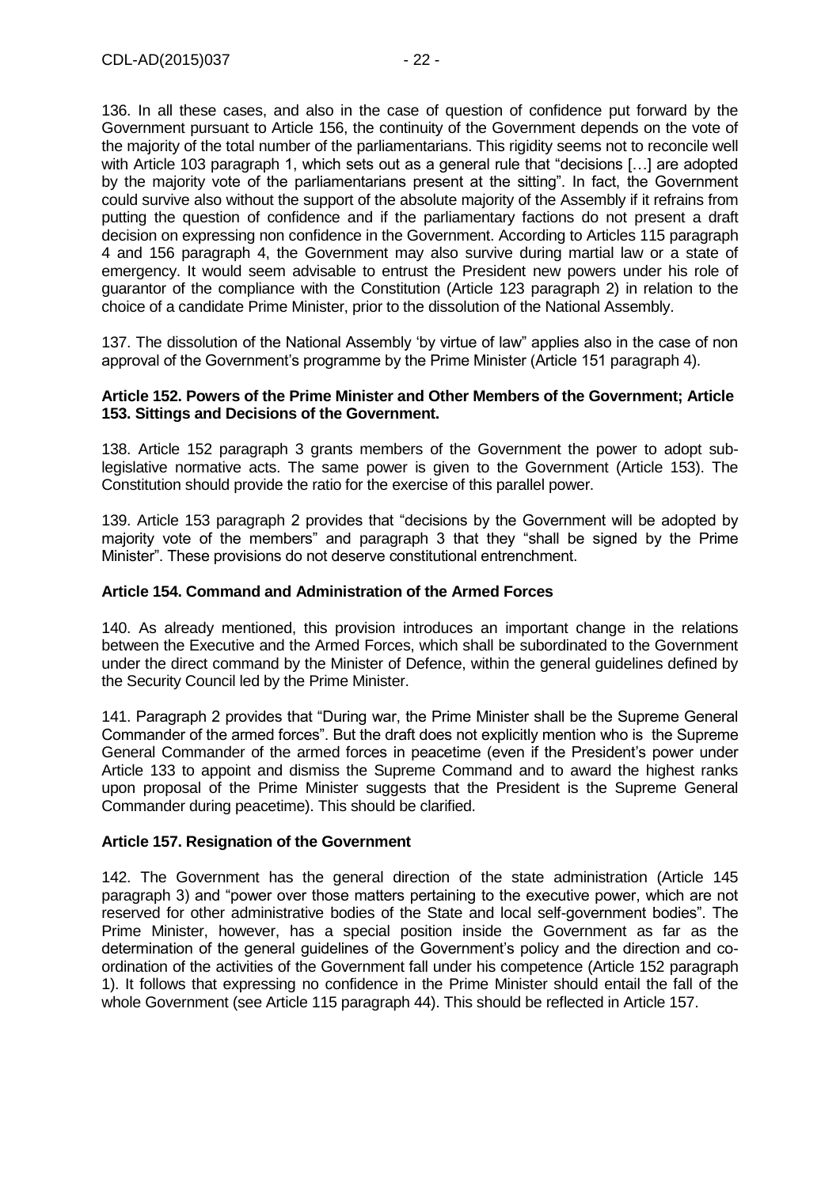136. In all these cases, and also in the case of question of confidence put forward by the Government pursuant to Article 156, the continuity of the Government depends on the vote of the majority of the total number of the parliamentarians. This rigidity seems not to reconcile well with Article 103 paragraph 1, which sets out as a general rule that "decisions […] are adopted by the majority vote of the parliamentarians present at the sitting". In fact, the Government could survive also without the support of the absolute majority of the Assembly if it refrains from putting the question of confidence and if the parliamentary factions do not present a draft decision on expressing non confidence in the Government. According to Articles 115 paragraph 4 and 156 paragraph 4, the Government may also survive during martial law or a state of emergency. It would seem advisable to entrust the President new powers under his role of guarantor of the compliance with the Constitution (Article 123 paragraph 2) in relation to the choice of a candidate Prime Minister, prior to the dissolution of the National Assembly.

137. The dissolution of the National Assembly 'by virtue of law" applies also in the case of non approval of the Government's programme by the Prime Minister (Article 151 paragraph 4).

**Article 152. Powers of the Prime Minister and Other Members of the Government; Article 153. Sittings and Decisions of the Government.**

138. Article 152 paragraph 3 grants members of the Government the power to adopt sub-legislative normative acts. The same power is given to the Government (Article 153). The Constitution should provide the ratio for the exercise of this parallel power.

139. Article 153 paragraph 2 provides that "decisions by the Government will be adopted by majority vote of the members" and paragraph 3 that they "shall be signed by the Prime Minister". These provisions do not deserve constitutional entrenchment.

**Article 154. Command and Administration of the Armed Forces**

140. As already mentioned, this provision introduces an important change in the relations between the Executive and the Armed Forces, which shall be subordinated to the Government under the direct command by the Minister of Defence, within the general guidelines defined by the Security Council led by the Prime Minister.

141. Paragraph 2 provides that "During war, the Prime Minister shall be the Supreme General Commander of the armed forces". But the draft does not explicitly mention who is the Supreme General Commander of the armed forces in peacetime (even if the President's power under Article 133 to appoint and dismiss the Supreme Command and to award the highest ranks upon proposal of the Prime Minister suggests that the President is the Supreme General Commander during peacetime). This should be clarified.

**Article 157. Resignation of the Government**

142. The Government has the general direction of the state administration (Article 145 paragraph 3) and "power over those matters pertaining to the executive power, which are not reserved for other administrative bodies of the State and local self-government bodies". The Prime Minister, however, has a special position inside the Government as far as the determination of the general guidelines of the Government's policy and the direction and co-ordination of the activities of the Government fall under his competence (Article 152 paragraph 1). It follows that expressing no confidence in the Prime Minister should entail the fall of the whole Government (see Article 115 paragraph 44). This should be reflected in Article 157.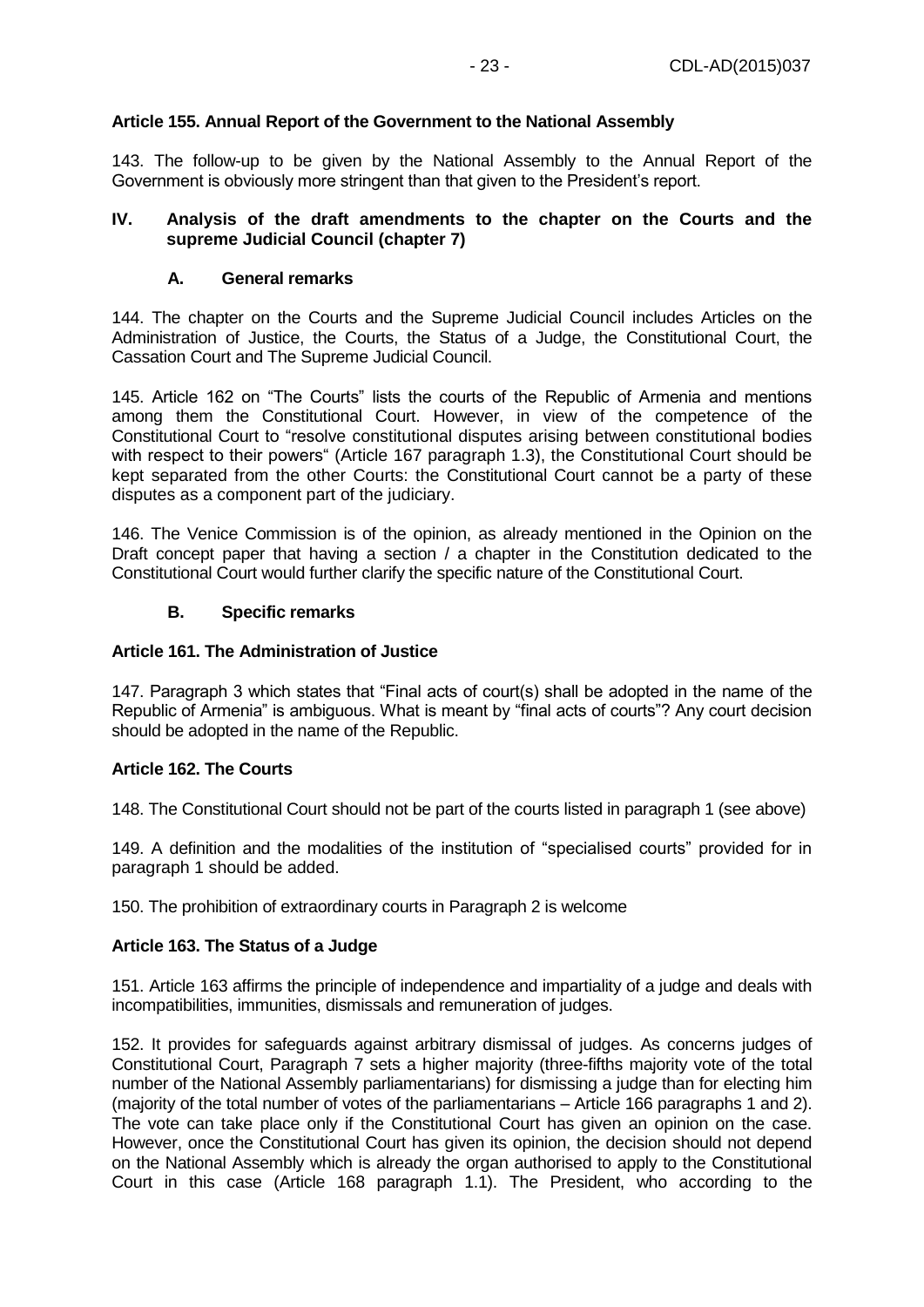### Article 155. Annual Report of the Government to the National Assembly

143. The follow-up to be given by the National Assembly to the Annual Report of the Government is obviously more stringent than that given to the President's report.

## IV. Analysis of the draft amendments to the chapter on the Courts and the supreme Judicial Council (chapter 7)

### A. General remarks

144. The chapter on the Courts and the Supreme Judicial Council includes Articles on the Administration of Justice, the Courts, the Status of a Judge, the Constitutional Court, the Cassation Court and The Supreme Judicial Council.

145. Article 162 on "The Courts" lists the courts of the Republic of Armenia and mentions among them the Constitutional Court. However, in view of the competence of the Constitutional Court to "resolve constitutional disputes arising between constitutional bodies with respect to their powers" (Article 167 paragraph 1.3), the Constitutional Court should be kept separated from the other Courts: the Constitutional Court cannot be a party of these disputes as a component part of the judiciary.

146. The Venice Commission is of the opinion, as already mentioned in the Opinion on the Draft concept paper that having a section / a chapter in the Constitution dedicated to the Constitutional Court would further clarify the specific nature of the Constitutional Court.

### B. Specific remarks

### Article 161. The Administration of Justice

147. Paragraph 3 which states that "Final acts of court(s) shall be adopted in the name of the Republic of Armenia" is ambiguous. What is meant by "final acts of courts"? Any court decision should be adopted in the name of the Republic.

### Article 162. The Courts

148. The Constitutional Court should not be part of the courts listed in paragraph 1 (see above)

149. A definition and the modalities of the institution of "specialised courts" provided for in paragraph 1 should be added.

150. The prohibition of extraordinary courts in Paragraph 2 is welcome

### Article 163. The Status of a Judge

151. Article 163 affirms the principle of independence and impartiality of a judge and deals with incompatibilities, immunities, dismissals and remuneration of judges.

152. It provides for safeguards against arbitrary dismissal of judges. As concerns judges of Constitutional Court, Paragraph 7 sets a higher majority (three-fifths majority vote of the total number of the National Assembly parliamentarians) for dismissing a judge than for electing him (majority of the total number of votes of the parliamentarians – Article 166 paragraphs 1 and 2). The vote can take place only if the Constitutional Court has given an opinion on the case. However, once the Constitutional Court has given its opinion, the decision should not depend on the National Assembly which is already the organ authorised to apply to the Constitutional Court in this case (Article 168 paragraph 1.1). The President, who according to the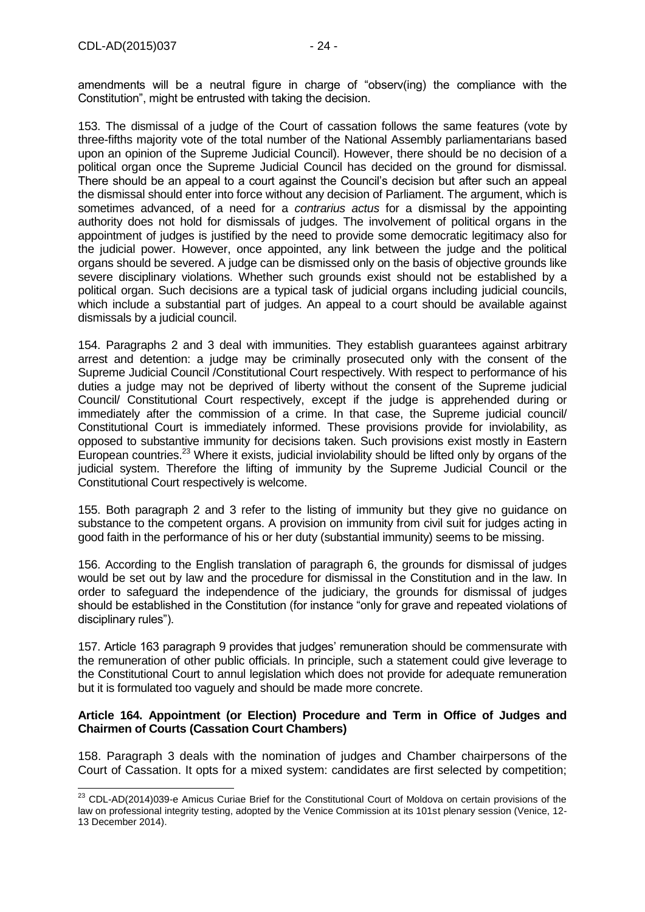amendments will be a neutral figure in charge of "observ(ing) the compliance with the Constitution", might be entrusted with taking the decision.

153. The dismissal of a judge of the Court of cassation follows the same features (vote by three-fifths majority vote of the total number of the National Assembly parliamentarians based upon an opinion of the Supreme Judicial Council). However, there should be no decision of a political organ once the Supreme Judicial Council has decided on the ground for dismissal. There should be an appeal to a court against the Council's decision but after such an appeal the dismissal should enter into force without any decision of Parliament. The argument, which is sometimes advanced, of a need for a *contrarius actus* for a dismissal by the appointing authority does not hold for dismissals of judges. The involvement of political organs in the appointment of judges is justified by the need to provide some democratic legitimacy also for the judicial power. However, once appointed, any link between the judge and the political organs should be severed. A judge can be dismissed only on the basis of objective grounds like severe disciplinary violations. Whether such grounds exist should not be established by a political organ. Such decisions are a typical task of judicial organs including judicial councils, which include a substantial part of judges. An appeal to a court should be available against dismissals by a judicial council.

154. Paragraphs 2 and 3 deal with immunities. They establish guarantees against arbitrary arrest and detention: a judge may be criminally prosecuted only with the consent of the Supreme Judicial Council /Constitutional Court respectively. With respect to performance of his duties a judge may not be deprived of liberty without the consent of the Supreme judicial Council/ Constitutional Court respectively, except if the judge is apprehended during or immediately after the commission of a crime. In that case, the Supreme judicial council/ Constitutional Court is immediately informed. These provisions provide for inviolability, as opposed to substantive immunity for decisions taken. Such provisions exist mostly in Eastern European countries.[23] Where it exists, judicial inviolability should be lifted only by organs of the judicial system. Therefore the lifting of immunity by the Supreme Judicial Council or the Constitutional Court respectively is welcome.

155. Both paragraph 2 and 3 refer to the listing of immunity but they give no guidance on substance to the competent organs. A provision on immunity from civil suit for judges acting in good faith in the performance of his or her duty (substantial immunity) seems to be missing.

156. According to the English translation of paragraph 6, the grounds for dismissal of judges would be set out by law and the procedure for dismissal in the Constitution and in the law. In order to safeguard the independence of the judiciary, the grounds for dismissal of judges should be established in the Constitution (for instance "only for grave and repeated violations of disciplinary rules").

157. Article 163 paragraph 9 provides that judges' remuneration should be commensurate with the remuneration of other public officials. In principle, such a statement could give leverage to the Constitutional Court to annul legislation which does not provide for adequate remuneration but it is formulated too vaguely and should be made more concrete.

**Article 164. Appointment (or Election) Procedure and Term in Office of Judges and Chairmen of Courts (Cassation Court Chambers)**

158. Paragraph 3 deals with the nomination of judges and Chamber chairpersons of the Court of Cassation. It opts for a mixed system: candidates are first selected by competition;

[23] CDL-AD(2014)039-e Amicus Curiae Brief for the Constitutional Court of Moldova on certain provisions of the law on professional integrity testing, adopted by the Venice Commission at its 101st plenary session (Venice, 12-13 December 2014).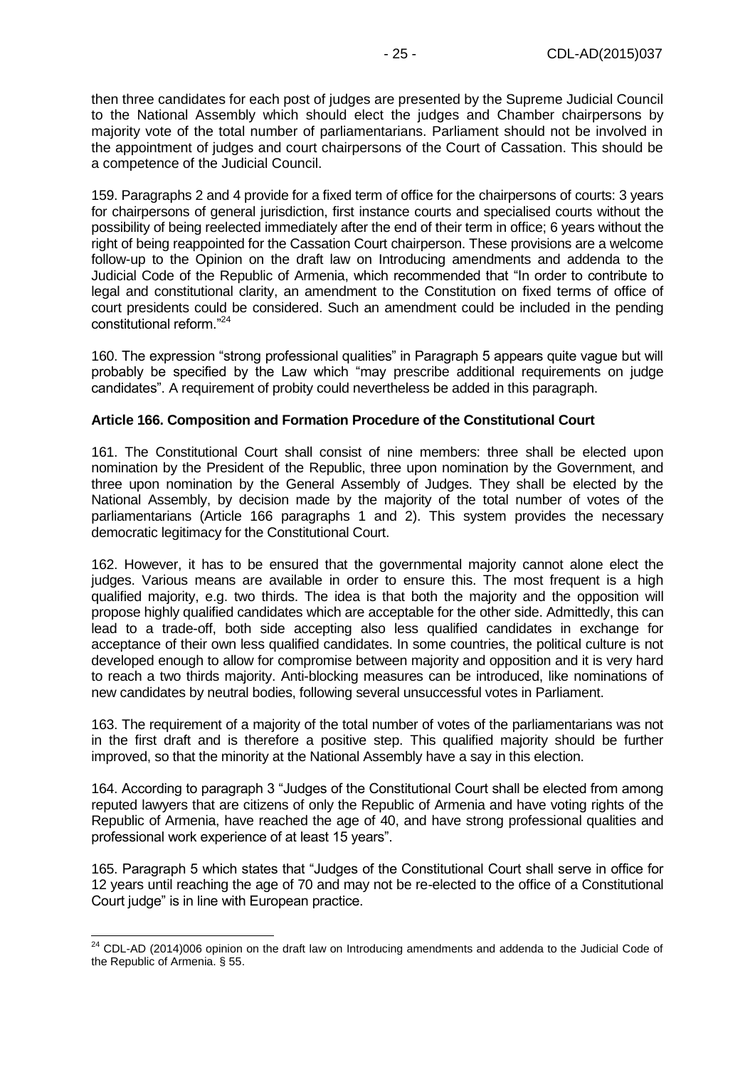then three candidates for each post of judges are presented by the Supreme Judicial Council to the National Assembly which should elect the judges and Chamber chairpersons by majority vote of the total number of parliamentarians. Parliament should not be involved in the appointment of judges and court chairpersons of the Court of Cassation. This should be a competence of the Judicial Council.

159. Paragraphs 2 and 4 provide for a fixed term of office for the chairpersons of courts: 3 years for chairpersons of general jurisdiction, first instance courts and specialised courts without the possibility of being reelected immediately after the end of their term in office; 6 years without the right of being reappointed for the Cassation Court chairperson. These provisions are a welcome follow-up to the Opinion on the draft law on Introducing amendments and addenda to the Judicial Code of the Republic of Armenia, which recommended that "In order to contribute to legal and constitutional clarity, an amendment to the Constitution on fixed terms of office of court presidents could be considered. Such an amendment could be included in the pending constitutional reform."[24]

160. The expression "strong professional qualities" in Paragraph 5 appears quite vague but will probably be specified by the Law which "may prescribe additional requirements on judge candidates". A requirement of probity could nevertheless be added in this paragraph.

**Article 166. Composition and Formation Procedure of the Constitutional Court**

161. The Constitutional Court shall consist of nine members: three shall be elected upon nomination by the President of the Republic, three upon nomination by the Government, and three upon nomination by the General Assembly of Judges. They shall be elected by the National Assembly, by decision made by the majority of the total number of votes of the parliamentarians (Article 166 paragraphs 1 and 2). This system provides the necessary democratic legitimacy for the Constitutional Court.

162. However, it has to be ensured that the governmental majority cannot alone elect the judges. Various means are available in order to ensure this. The most frequent is a high qualified majority, e.g. two thirds. The idea is that both the majority and the opposition will propose highly qualified candidates which are acceptable for the other side. Admittedly, this can lead to a trade-off, both side accepting also less qualified candidates in exchange for acceptance of their own less qualified candidates. In some countries, the political culture is not developed enough to allow for compromise between majority and opposition and it is very hard to reach a two thirds majority. Anti-blocking measures can be introduced, like nominations of new candidates by neutral bodies, following several unsuccessful votes in Parliament.

163. The requirement of a majority of the total number of votes of the parliamentarians was not in the first draft and is therefore a positive step. This qualified majority should be further improved, so that the minority at the National Assembly have a say in this election.

164. According to paragraph 3 "Judges of the Constitutional Court shall be elected from among reputed lawyers that are citizens of only the Republic of Armenia and have voting rights of the Republic of Armenia, have reached the age of 40, and have strong professional qualities and professional work experience of at least 15 years".

165. Paragraph 5 which states that "Judges of the Constitutional Court shall serve in office for 12 years until reaching the age of 70 and may not be re-elected to the office of a Constitutional Court judge" is in line with European practice.

[24] CDL-AD (2014)006 opinion on the draft law on Introducing amendments and addenda to the Judicial Code of the Republic of Armenia. § 55.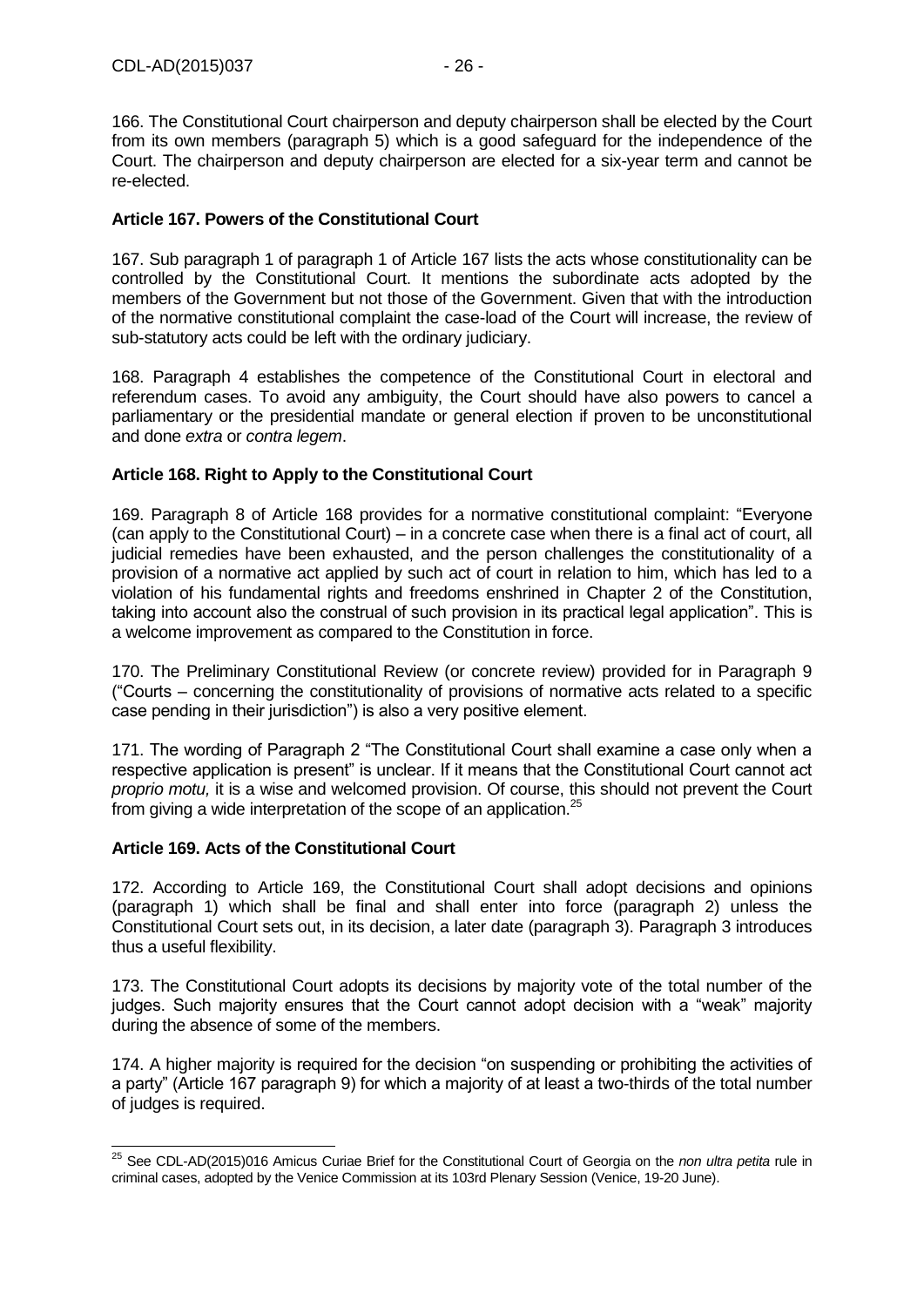166. The Constitutional Court chairperson and deputy chairperson shall be elected by the Court from its own members (paragraph 5) which is a good safeguard for the independence of the Court. The chairperson and deputy chairperson are elected for a six-year term and cannot be re-elected.

**Article 167. Powers of the Constitutional Court**

167. Sub paragraph 1 of paragraph 1 of Article 167 lists the acts whose constitutionality can be controlled by the Constitutional Court. It mentions the subordinate acts adopted by the members of the Government but not those of the Government. Given that with the introduction of the normative constitutional complaint the case-load of the Court will increase, the review of sub-statutory acts could be left with the ordinary judiciary.

168. Paragraph 4 establishes the competence of the Constitutional Court in electoral and referendum cases. To avoid any ambiguity, the Court should have also powers to cancel a parliamentary or the presidential mandate or general election if proven to be unconstitutional and done *extra* or *contra legem*.

**Article 168. Right to Apply to the Constitutional Court**

169. Paragraph 8 of Article 168 provides for a normative constitutional complaint: "Everyone (can apply to the Constitutional Court) – in a concrete case when there is a final act of court, all judicial remedies have been exhausted, and the person challenges the constitutionality of a provision of a normative act applied by such act of court in relation to him, which has led to a violation of his fundamental rights and freedoms enshrined in Chapter 2 of the Constitution, taking into account also the construal of such provision in its practical legal application". This is a welcome improvement as compared to the Constitution in force.

170. The Preliminary Constitutional Review (or concrete review) provided for in Paragraph 9 ("Courts – concerning the constitutionality of provisions of normative acts related to a specific case pending in their jurisdiction") is also a very positive element.

171. The wording of Paragraph 2 "The Constitutional Court shall examine a case only when a respective application is present" is unclear. If it means that the Constitutional Court cannot act *proprio motu,* it is a wise and welcomed provision. Of course, this should not prevent the Court from giving a wide interpretation of the scope of an application.[25]

**Article 169. Acts of the Constitutional Court**

172. According to Article 169, the Constitutional Court shall adopt decisions and opinions (paragraph 1) which shall be final and shall enter into force (paragraph 2) unless the Constitutional Court sets out, in its decision, a later date (paragraph 3). Paragraph 3 introduces thus a useful flexibility.

173. The Constitutional Court adopts its decisions by majority vote of the total number of the judges. Such majority ensures that the Court cannot adopt decision with a "weak" majority during the absence of some of the members.

174. A higher majority is required for the decision "on suspending or prohibiting the activities of a party" (Article 167 paragraph 9) for which a majority of at least a two-thirds of the total number of judges is required.

---

[25] See CDL-AD(2015)016 Amicus Curiae Brief for the Constitutional Court of Georgia on the *non ultra petita* rule in criminal cases, adopted by the Venice Commission at its 103rd Plenary Session (Venice, 19-20 June).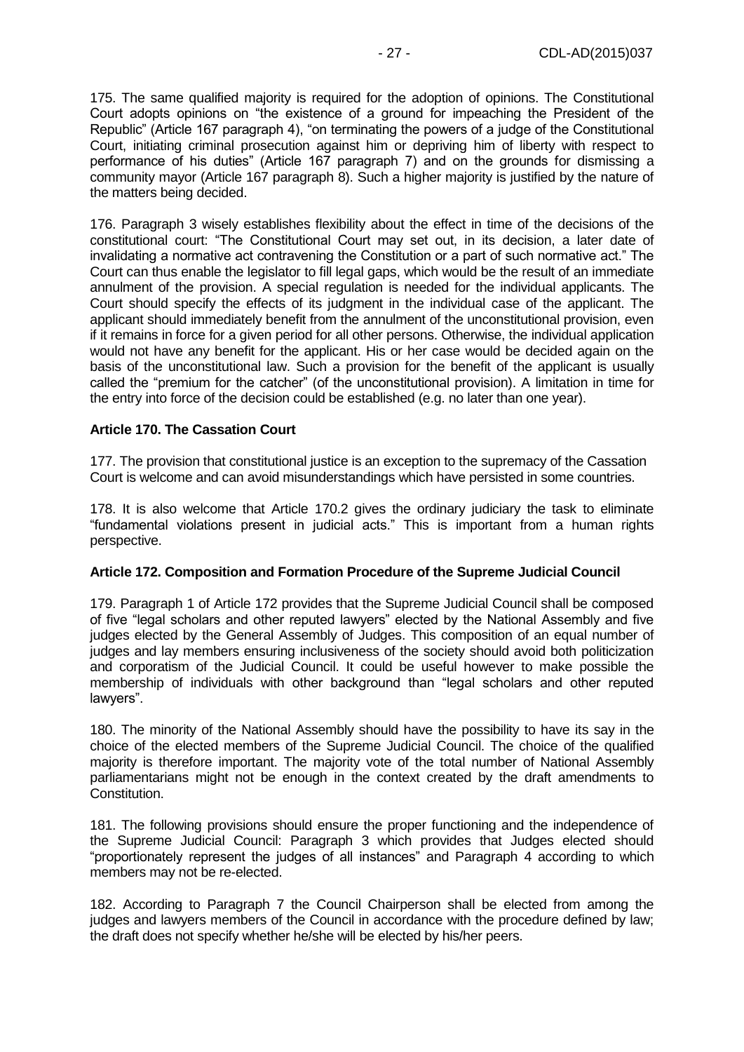175. The same qualified majority is required for the adoption of opinions. The Constitutional Court adopts opinions on "the existence of a ground for impeaching the President of the Republic" (Article 167 paragraph 4), "on terminating the powers of a judge of the Constitutional Court, initiating criminal prosecution against him or depriving him of liberty with respect to performance of his duties" (Article 167 paragraph 7) and on the grounds for dismissing a community mayor (Article 167 paragraph 8). Such a higher majority is justified by the nature of the matters being decided.

176. Paragraph 3 wisely establishes flexibility about the effect in time of the decisions of the constitutional court: "The Constitutional Court may set out, in its decision, a later date of invalidating a normative act contravening the Constitution or a part of such normative act." The Court can thus enable the legislator to fill legal gaps, which would be the result of an immediate annulment of the provision. A special regulation is needed for the individual applicants. The Court should specify the effects of its judgment in the individual case of the applicant. The applicant should immediately benefit from the annulment of the unconstitutional provision, even if it remains in force for a given period for all other persons. Otherwise, the individual application would not have any benefit for the applicant. His or her case would be decided again on the basis of the unconstitutional law. Such a provision for the benefit of the applicant is usually called the "premium for the catcher" (of the unconstitutional provision). A limitation in time for the entry into force of the decision could be established (e.g. no later than one year).

**Article 170. The Cassation Court**

177. The provision that constitutional justice is an exception to the supremacy of the Cassation Court is welcome and can avoid misunderstandings which have persisted in some countries.

178. It is also welcome that Article 170.2 gives the ordinary judiciary the task to eliminate "fundamental violations present in judicial acts." This is important from a human rights perspective.

**Article 172. Composition and Formation Procedure of the Supreme Judicial Council**

179. Paragraph 1 of Article 172 provides that the Supreme Judicial Council shall be composed of five "legal scholars and other reputed lawyers" elected by the National Assembly and five judges elected by the General Assembly of Judges. This composition of an equal number of judges and lay members ensuring inclusiveness of the society should avoid both politicization and corporatism of the Judicial Council. It could be useful however to make possible the membership of individuals with other background than "legal scholars and other reputed lawyers".

180. The minority of the National Assembly should have the possibility to have its say in the choice of the elected members of the Supreme Judicial Council. The choice of the qualified majority is therefore important. The majority vote of the total number of National Assembly parliamentarians might not be enough in the context created by the draft amendments to Constitution.

181. The following provisions should ensure the proper functioning and the independence of the Supreme Judicial Council: Paragraph 3 which provides that Judges elected should "proportionately represent the judges of all instances" and Paragraph 4 according to which members may not be re-elected.

182. According to Paragraph 7 the Council Chairperson shall be elected from among the judges and lawyers members of the Council in accordance with the procedure defined by law; the draft does not specify whether he/she will be elected by his/her peers.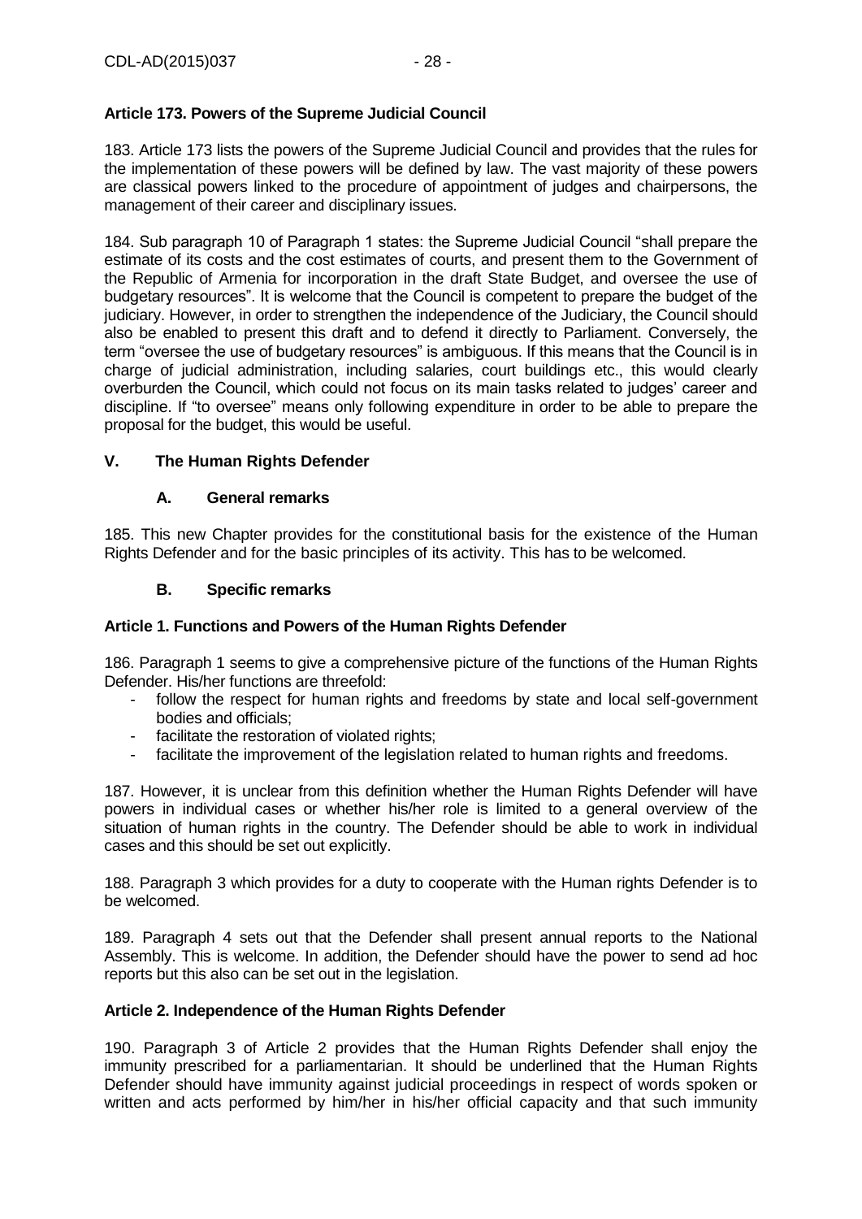### Article 173. Powers of the Supreme Judicial Council

183. Article 173 lists the powers of the Supreme Judicial Council and provides that the rules for the implementation of these powers will be defined by law. The vast majority of these powers are classical powers linked to the procedure of appointment of judges and chairpersons, the management of their career and disciplinary issues.

184. Sub paragraph 10 of Paragraph 1 states: the Supreme Judicial Council "shall prepare the estimate of its costs and the cost estimates of courts, and present them to the Government of the Republic of Armenia for incorporation in the draft State Budget, and oversee the use of budgetary resources". It is welcome that the Council is competent to prepare the budget of the judiciary. However, in order to strengthen the independence of the Judiciary, the Council should also be enabled to present this draft and to defend it directly to Parliament. Conversely, the term "oversee the use of budgetary resources" is ambiguous. If this means that the Council is in charge of judicial administration, including salaries, court buildings etc., this would clearly overburden the Council, which could not focus on its main tasks related to judges' career and discipline. If "to oversee" means only following expenditure in order to be able to prepare the proposal for the budget, this would be useful.

## V. The Human Rights Defender

### A. General remarks

185. This new Chapter provides for the constitutional basis for the existence of the Human Rights Defender and for the basic principles of its activity. This has to be welcomed.

### B. Specific remarks

### Article 1. Functions and Powers of the Human Rights Defender

186. Paragraph 1 seems to give a comprehensive picture of the functions of the Human Rights Defender. His/her functions are threefold:

- follow the respect for human rights and freedoms by state and local self-government bodies and officials;
- facilitate the restoration of violated rights;
- facilitate the improvement of the legislation related to human rights and freedoms.

187. However, it is unclear from this definition whether the Human Rights Defender will have powers in individual cases or whether his/her role is limited to a general overview of the situation of human rights in the country. The Defender should be able to work in individual cases and this should be set out explicitly.

188. Paragraph 3 which provides for a duty to cooperate with the Human rights Defender is to be welcomed.

189. Paragraph 4 sets out that the Defender shall present annual reports to the National Assembly. This is welcome. In addition, the Defender should have the power to send ad hoc reports but this also can be set out in the legislation.

### Article 2. Independence of the Human Rights Defender

190. Paragraph 3 of Article 2 provides that the Human Rights Defender shall enjoy the immunity prescribed for a parliamentarian. It should be underlined that the Human Rights Defender should have immunity against judicial proceedings in respect of words spoken or written and acts performed by him/her in his/her official capacity and that such immunity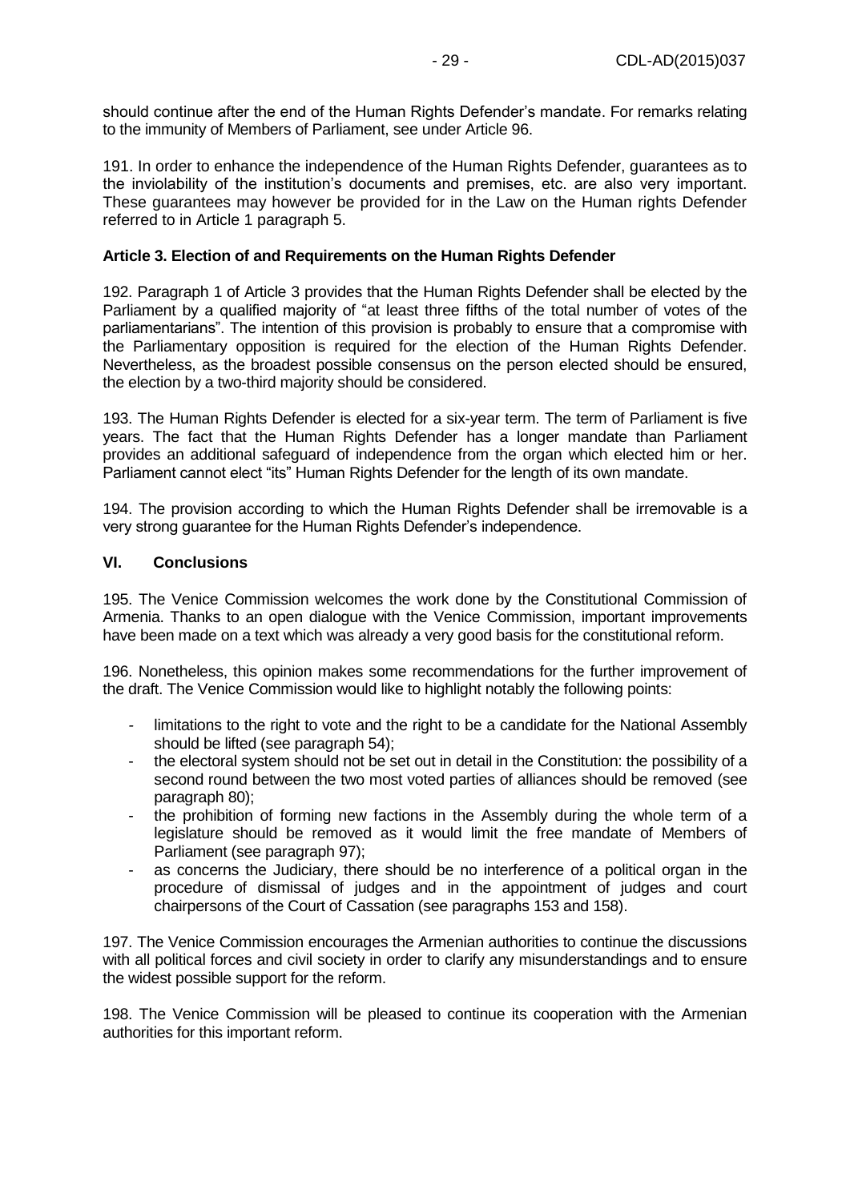should continue after the end of the Human Rights Defender's mandate. For remarks relating to the immunity of Members of Parliament, see under Article 96.

191. In order to enhance the independence of the Human Rights Defender, guarantees as to the inviolability of the institution's documents and premises, etc. are also very important. These guarantees may however be provided for in the Law on the Human rights Defender referred to in Article 1 paragraph 5.

**Article 3. Election of and Requirements on the Human Rights Defender**

192. Paragraph 1 of Article 3 provides that the Human Rights Defender shall be elected by the Parliament by a qualified majority of "at least three fifths of the total number of votes of the parliamentarians". The intention of this provision is probably to ensure that a compromise with the Parliamentary opposition is required for the election of the Human Rights Defender. Nevertheless, as the broadest possible consensus on the person elected should be ensured, the election by a two-third majority should be considered.

193. The Human Rights Defender is elected for a six-year term. The term of Parliament is five years. The fact that the Human Rights Defender has a longer mandate than Parliament provides an additional safeguard of independence from the organ which elected him or her. Parliament cannot elect "its" Human Rights Defender for the length of its own mandate.

194. The provision according to which the Human Rights Defender shall be irremovable is a very strong guarantee for the Human Rights Defender's independence.

## VI. Conclusions

195. The Venice Commission welcomes the work done by the Constitutional Commission of Armenia. Thanks to an open dialogue with the Venice Commission, important improvements have been made on a text which was already a very good basis for the constitutional reform.

196. Nonetheless, this opinion makes some recommendations for the further improvement of the draft. The Venice Commission would like to highlight notably the following points:

- limitations to the right to vote and the right to be a candidate for the National Assembly should be lifted (see paragraph 54);
- the electoral system should not be set out in detail in the Constitution: the possibility of a second round between the two most voted parties of alliances should be removed (see paragraph 80);
- the prohibition of forming new factions in the Assembly during the whole term of a legislature should be removed as it would limit the free mandate of Members of Parliament (see paragraph 97);
- as concerns the Judiciary, there should be no interference of a political organ in the procedure of dismissal of judges and in the appointment of judges and court chairpersons of the Court of Cassation (see paragraphs 153 and 158).

197. The Venice Commission encourages the Armenian authorities to continue the discussions with all political forces and civil society in order to clarify any misunderstandings and to ensure the widest possible support for the reform.

198. The Venice Commission will be pleased to continue its cooperation with the Armenian authorities for this important reform.